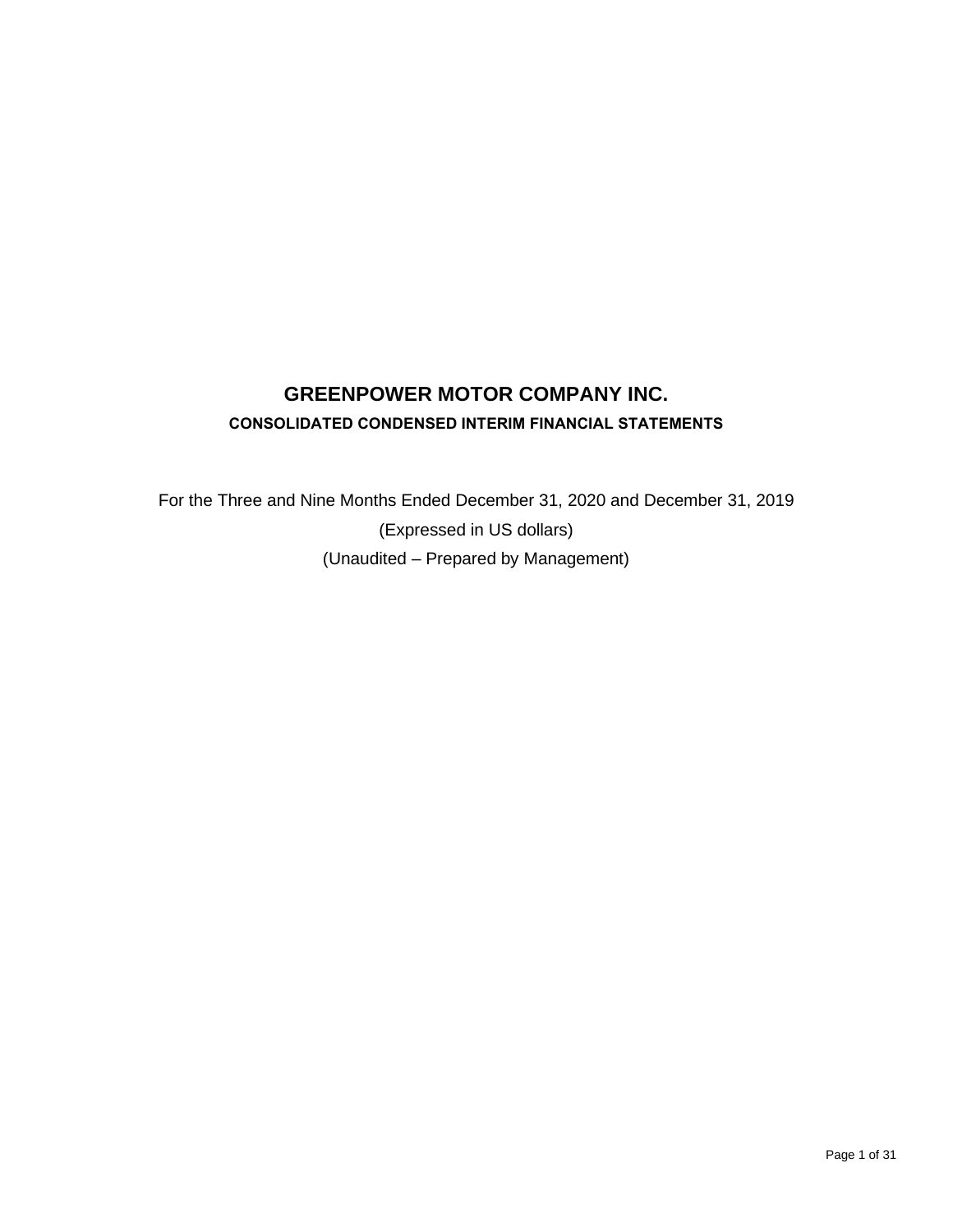# GREENPOWER MOTOR COMPANY INC.

## CONSOLIDATED CONDENSED INTERIM FINANCIAL STATEMENTS

For the Three and Nine Months Ended December 31, 2020 and December 31, 2019

(Expressed in US dollars)

(Unaudited – Prepared by Management)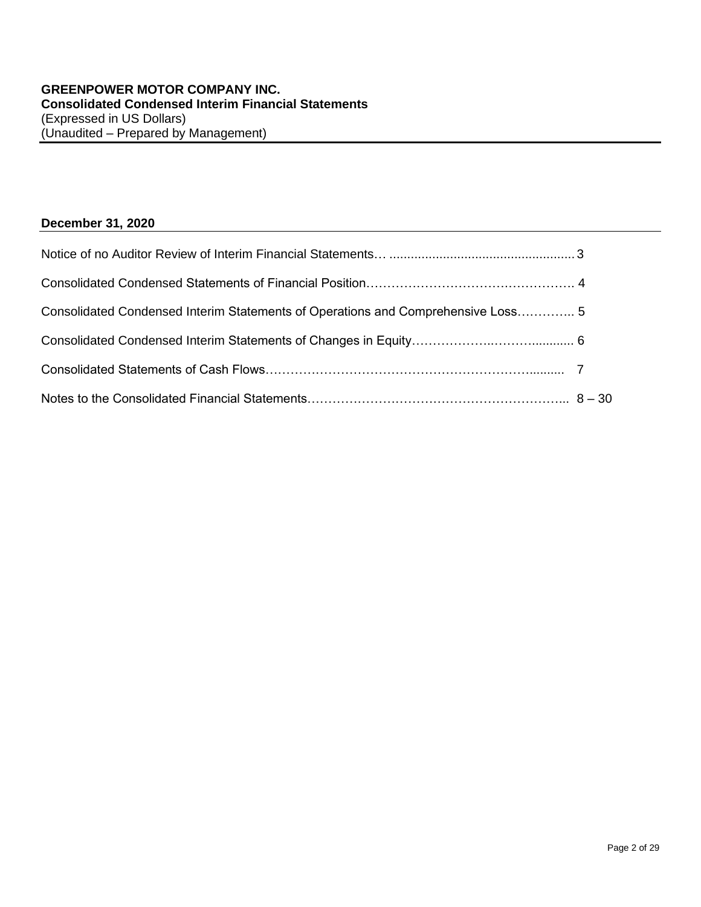**GREENPOWER MOTOR COMPANY INC.**
**Consolidated Condensed Interim Financial Statements**
(Expressed in US Dollars)
(Unaudited – Prepared by Management)

**December 31, 2020**

| | |
|---|---|
| Notice of no Auditor Review of Interim Financial Statements | 3 |
| Consolidated Condensed Statements of Financial Position | 4 |
| Consolidated Condensed Interim Statements of Operations and Comprehensive Loss | 5 |
| Consolidated Condensed Interim Statements of Changes in Equity | 6 |
| Consolidated Statements of Cash Flows | 7 |
| Notes to the Consolidated Financial Statements | 8 – 30 |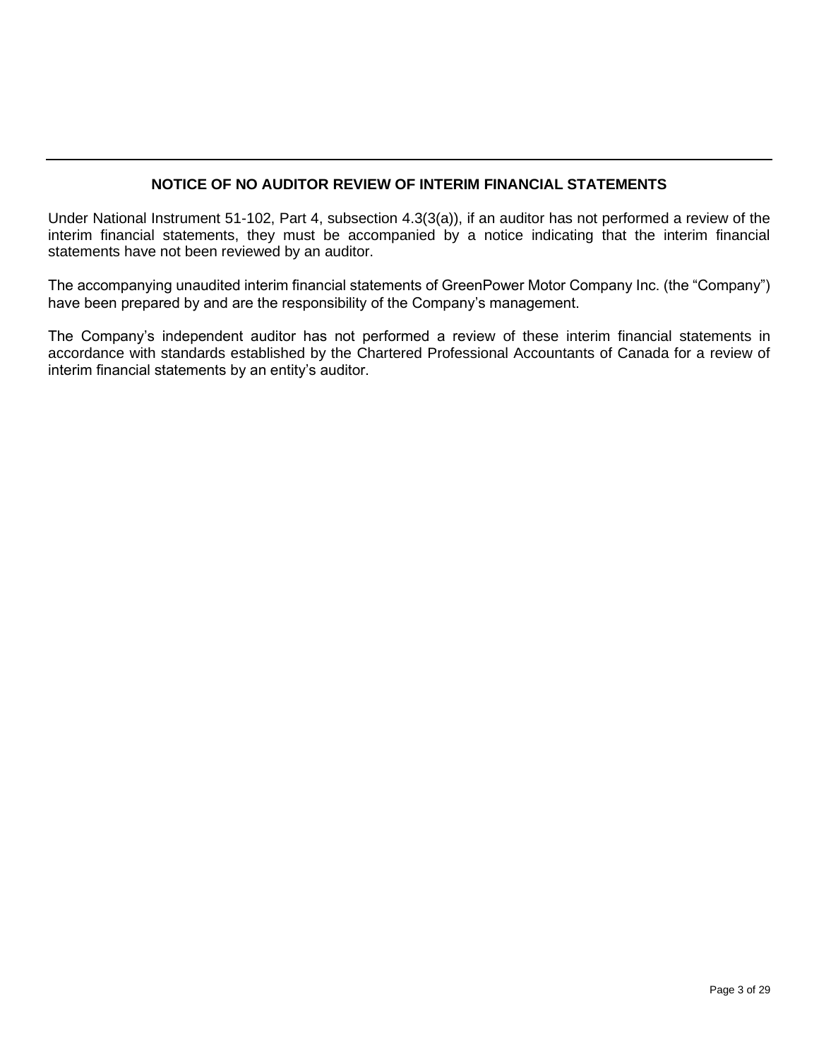## NOTICE OF NO AUDITOR REVIEW OF INTERIM FINANCIAL STATEMENTS

Under National Instrument 51-102, Part 4, subsection 4.3(3(a)), if an auditor has not performed a review of the interim financial statements, they must be accompanied by a notice indicating that the interim financial statements have not been reviewed by an auditor.

The accompanying unaudited interim financial statements of GreenPower Motor Company Inc. (the "Company") have been prepared by and are the responsibility of the Company's management.

The Company's independent auditor has not performed a review of these interim financial statements in accordance with standards established by the Chartered Professional Accountants of Canada for a review of interim financial statements by an entity's auditor.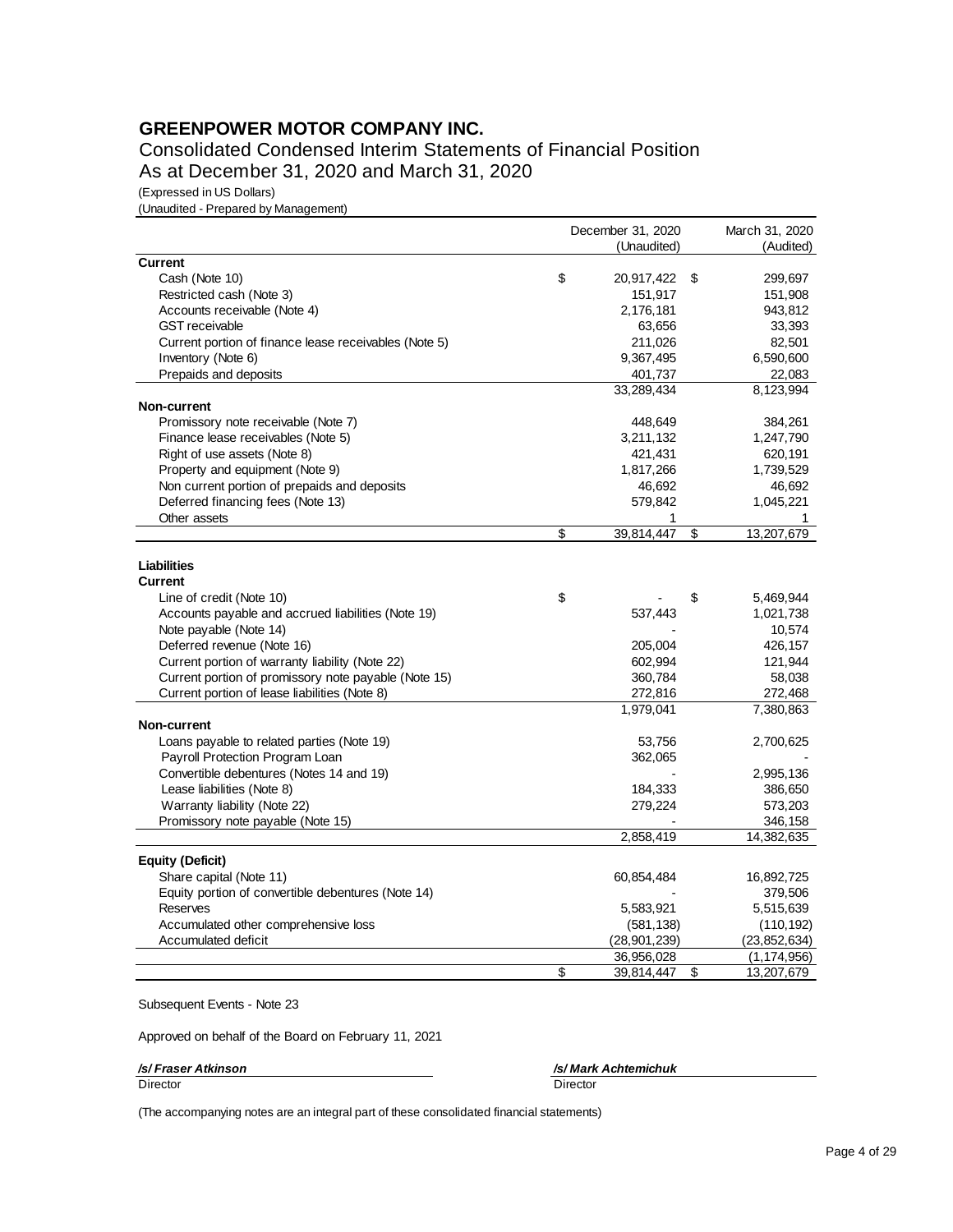# GREENPOWER MOTOR COMPANY INC.

## Consolidated Condensed Interim Statements of Financial Position

## As at December 31, 2020 and March 31, 2020

(Expressed in US Dollars)

(Unaudited - Prepared by Management)

| | December 31, 2020 (Unaudited) | March 31, 2020 (Audited) |
|---|---|---|
| **Current** | | |
| Cash (Note 10) | $ 20,917,422 | $ 299,697 |
| Restricted cash (Note 3) | 151,917 | 151,908 |
| Accounts receivable (Note 4) | 2,176,181 | 943,812 |
| GST receivable | 63,656 | 33,393 |
| Current portion of finance lease receivables (Note 5) | 211,026 | 82,501 |
| Inventory (Note 6) | 9,367,495 | 6,590,600 |
| Prepaids and deposits | 401,737 | 22,083 |
| | 33,289,434 | 8,123,994 |
| **Non-current** | | |
| Promissory note receivable (Note 7) | 448,649 | 384,261 |
| Finance lease receivables (Note 5) | 3,211,132 | 1,247,790 |
| Right of use assets (Note 8) | 421,431 | 620,191 |
| Property and equipment (Note 9) | 1,817,266 | 1,739,529 |
| Non current portion of prepaids and deposits | 46,692 | 46,692 |
| Deferred financing fees (Note 13) | 579,842 | 1,045,221 |
| Other assets | 1 | 1 |
| | $ 39,814,447 | $ 13,207,679 |
| **Liabilities** | | |
| **Current** | | |
| Line of credit (Note 10) | $ - | $ 5,469,944 |
| Accounts payable and accrued liabilities (Note 19) | 537,443 | 1,021,738 |
| Note payable (Note 14) | - | 10,574 |
| Deferred revenue (Note 16) | 205,004 | 426,157 |
| Current portion of warranty liability (Note 22) | 602,994 | 121,944 |
| Current portion of promissory note payable (Note 15) | 360,784 | 58,038 |
| Current portion of lease liabilities (Note 8) | 272,816 | 272,468 |
| | 1,979,041 | 7,380,863 |
| **Non-current** | | |
| Loans payable to related parties (Note 19) | 53,756 | 2,700,625 |
| Payroll Protection Program Loan | 362,065 | - |
| Convertible debentures (Notes 14 and 19) | - | 2,995,136 |
| Lease liabilities (Note 8) | 184,333 | 386,650 |
| Warranty liability (Note 22) | 279,224 | 573,203 |
| Promissory note payable (Note 15) | - | 346,158 |
| | 2,858,419 | 14,382,635 |
| **Equity (Deficit)** | | |
| Share capital (Note 11) | 60,854,484 | 16,892,725 |
| Equity portion of convertible debentures (Note 14) | - | 379,506 |
| Reserves | 5,583,921 | 5,515,639 |
| Accumulated other comprehensive loss | (581,138) | (110,192) |
| Accumulated deficit | (28,901,239) | (23,852,634) |
| | 36,956,028 | (1,174,956) |
| | $ 39,814,447 | $ 13,207,679 |

Subsequent Events - Note 23

Approved on behalf of the Board on February 11, 2021

***/s/ Fraser Atkinson***
Director

***/s/ Mark Achtemichuk***
Director

(The accompanying notes are an integral part of these consolidated financial statements)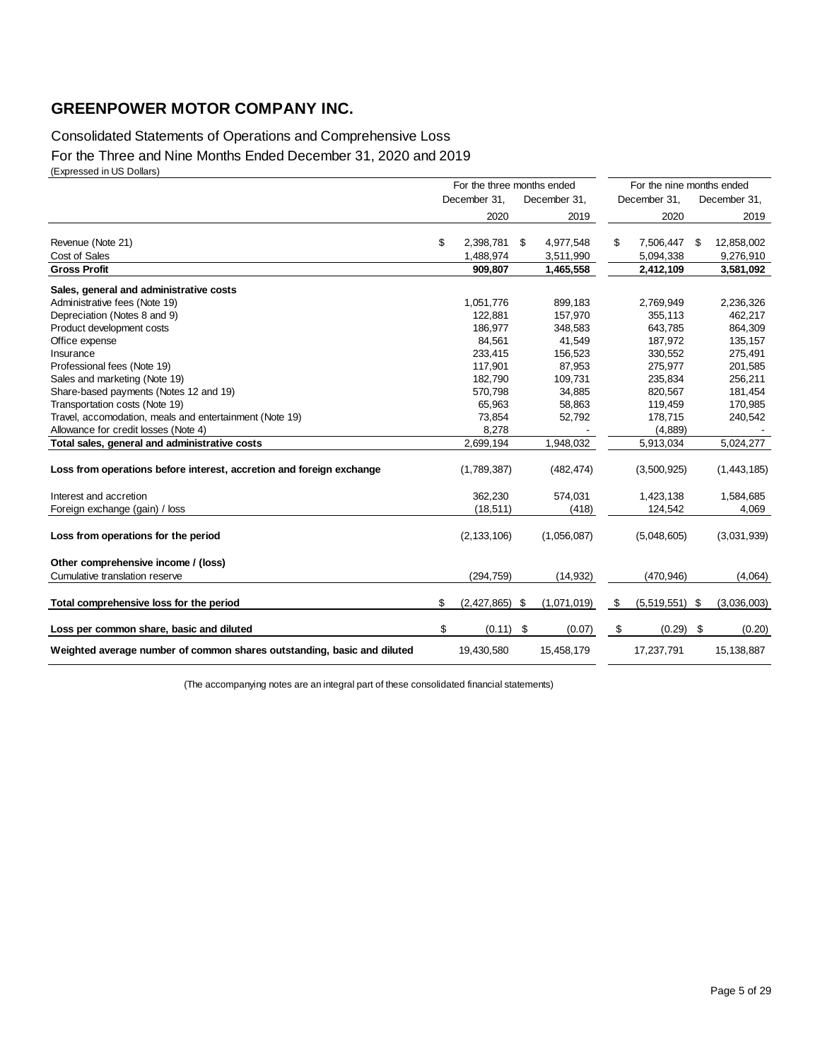# GREENPOWER MOTOR COMPANY INC.

Consolidated Statements of Operations and Comprehensive Loss

For the Three and Nine Months Ended December 31, 2020 and 2019

(Expressed in US Dollars)

| | For the three months ended | | For the nine months ended | |
|---|---|---|---|---|
| | December 31, 2020 | December 31, 2019 | December 31, 2020 | December 31, 2019 |
| Revenue (Note 21) | $ 2,398,781 | $ 4,977,548 | $ 7,506,447 | $ 12,858,002 |
| Cost of Sales | 1,488,974 | 3,511,990 | 5,094,338 | 9,276,910 |
| **Gross Profit** | **909,807** | **1,465,558** | **2,412,109** | **3,581,092** |
| **Sales, general and administrative costs** | | | | |
| Administrative fees (Note 19) | 1,051,776 | 899,183 | 2,769,949 | 2,236,326 |
| Depreciation (Notes 8 and 9) | 122,881 | 157,970 | 355,113 | 462,217 |
| Product development costs | 186,977 | 348,583 | 643,785 | 864,309 |
| Office expense | 84,561 | 41,549 | 187,972 | 135,157 |
| Insurance | 233,415 | 156,523 | 330,552 | 275,491 |
| Professional fees (Note 19) | 117,901 | 87,953 | 275,977 | 201,585 |
| Sales and marketing (Note 19) | 182,790 | 109,731 | 235,834 | 256,211 |
| Share-based payments (Notes 12 and 19) | 570,798 | 34,885 | 820,567 | 181,454 |
| Transportation costs (Note 19) | 65,963 | 58,863 | 119,459 | 170,985 |
| Travel, accomodation, meals and entertainment (Note 19) | 73,854 | 52,792 | 178,715 | 240,542 |
| Allowance for credit losses (Note 4) | 8,278 | - | (4,889) | - |
| **Total sales, general and administrative costs** | 2,699,194 | 1,948,032 | 5,913,034 | 5,024,277 |
| **Loss from operations before interest, accretion and foreign exchange** | (1,789,387) | (482,474) | (3,500,925) | (1,443,185) |
| Interest and accretion | 362,230 | 574,031 | 1,423,138 | 1,584,685 |
| Foreign exchange (gain) / loss | (18,511) | (418) | 124,542 | 4,069 |
| **Loss from operations for the period** | (2,133,106) | (1,056,087) | (5,048,605) | (3,031,939) |
| **Other comprehensive income / (loss)** | | | | |
| Cumulative translation reserve | (294,759) | (14,932) | (470,946) | (4,064) |
| **Total comprehensive loss for the period** | $ (2,427,865) | $ (1,071,019) | $ (5,519,551) | $ (3,036,003) |
| **Loss per common share, basic and diluted** | $ (0.11) | $ (0.07) | $ (0.29) | $ (0.20) |
| **Weighted average number of common shares outstanding, basic and diluted** | 19,430,580 | 15,458,179 | 17,237,791 | 15,138,887 |

(The accompanying notes are an integral part of these consolidated financial statements)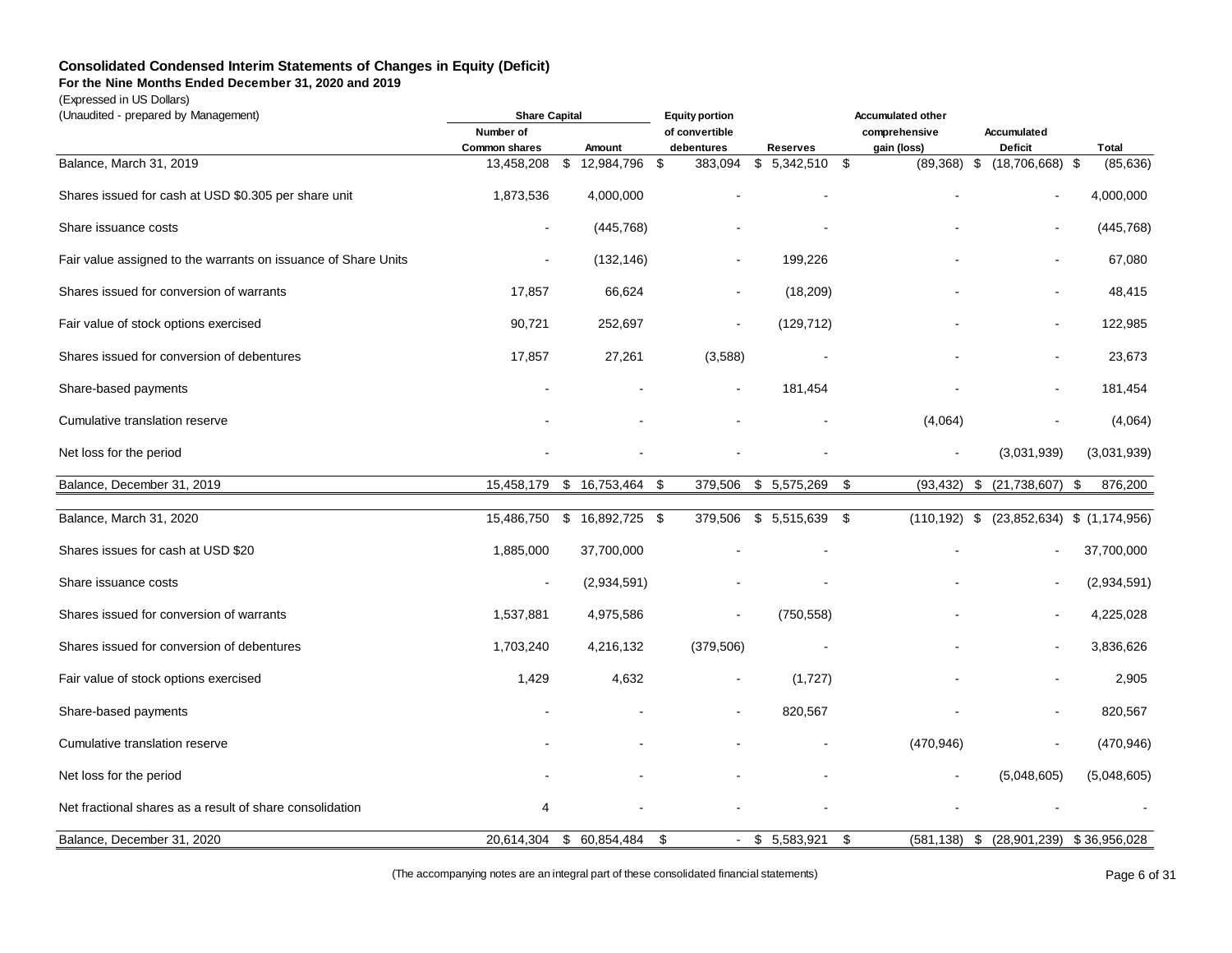### Consolidated Condensed Interim Statements of Changes in Equity (Deficit)

**For the Nine Months Ended December 31, 2020 and 2019**

(Expressed in US Dollars)

(Unaudited - prepared by Management)

| | Share Capital | | Equity portion | | Accumulated other | | |
|---|---|---|---|---|---|---|---|
| | Number of Common shares | Amount | of convertible debentures | Reserves | comprehensive gain (loss) | Accumulated Deficit | Total |
| Balance, March 31, 2019 | 13,458,208 | $ 12,984,796 | $ 383,094 | $ 5,342,510 | $ (89,368) | $ (18,706,668) | $ (85,636) |
| Shares issued for cash at USD $0.305 per share unit | 1,873,536 | 4,000,000 | - | - | - | - | 4,000,000 |
| Share issuance costs | - | (445,768) | - | - | - | - | (445,768) |
| Fair value assigned to the warrants on issuance of Share Units | - | (132,146) | - | 199,226 | - | - | 67,080 |
| Shares issued for conversion of warrants | 17,857 | 66,624 | - | (18,209) | - | - | 48,415 |
| Fair value of stock options exercised | 90,721 | 252,697 | - | (129,712) | - | - | 122,985 |
| Shares issued for conversion of debentures | 17,857 | 27,261 | (3,588) | - | - | - | 23,673 |
| Share-based payments | - | - | - | 181,454 | - | - | 181,454 |
| Cumulative translation reserve | - | - | - | - | (4,064) | - | (4,064) |
| Net loss for the period | - | - | - | - | - | (3,031,939) | (3,031,939) |
| Balance, December 31, 2019 | 15,458,179 | $ 16,753,464 | $ 379,506 | $ 5,575,269 | $ (93,432) | $ (21,738,607) | $ 876,200 |
| Balance, March 31, 2020 | 15,486,750 | $ 16,892,725 | $ 379,506 | $ 5,515,639 | $ (110,192) | $ (23,852,634) | $ (1,174,956) |
| Shares issues for cash at USD $20 | 1,885,000 | 37,700,000 | - | - | - | - | 37,700,000 |
| Share issuance costs | - | (2,934,591) | - | - | - | - | (2,934,591) |
| Shares issued for conversion of warrants | 1,537,881 | 4,975,586 | - | (750,558) | - | - | 4,225,028 |
| Shares issued for conversion of debentures | 1,703,240 | 4,216,132 | (379,506) | - | - | - | 3,836,626 |
| Fair value of stock options exercised | 1,429 | 4,632 | - | (1,727) | - | - | 2,905 |
| Share-based payments | - | - | - | 820,567 | - | - | 820,567 |
| Cumulative translation reserve | - | - | - | - | (470,946) | - | (470,946) |
| Net loss for the period | - | - | - | - | - | (5,048,605) | (5,048,605) |
| Net fractional shares as a result of share consolidation | 4 | - | - | - | - | - | - |
| Balance, December 31, 2020 | 20,614,304 | $ 60,854,484 | $ - | $ 5,583,921 | $ (581,138) | $ (28,901,239) | $ 36,956,028 |

(The accompanying notes are an integral part of these consolidated financial statements)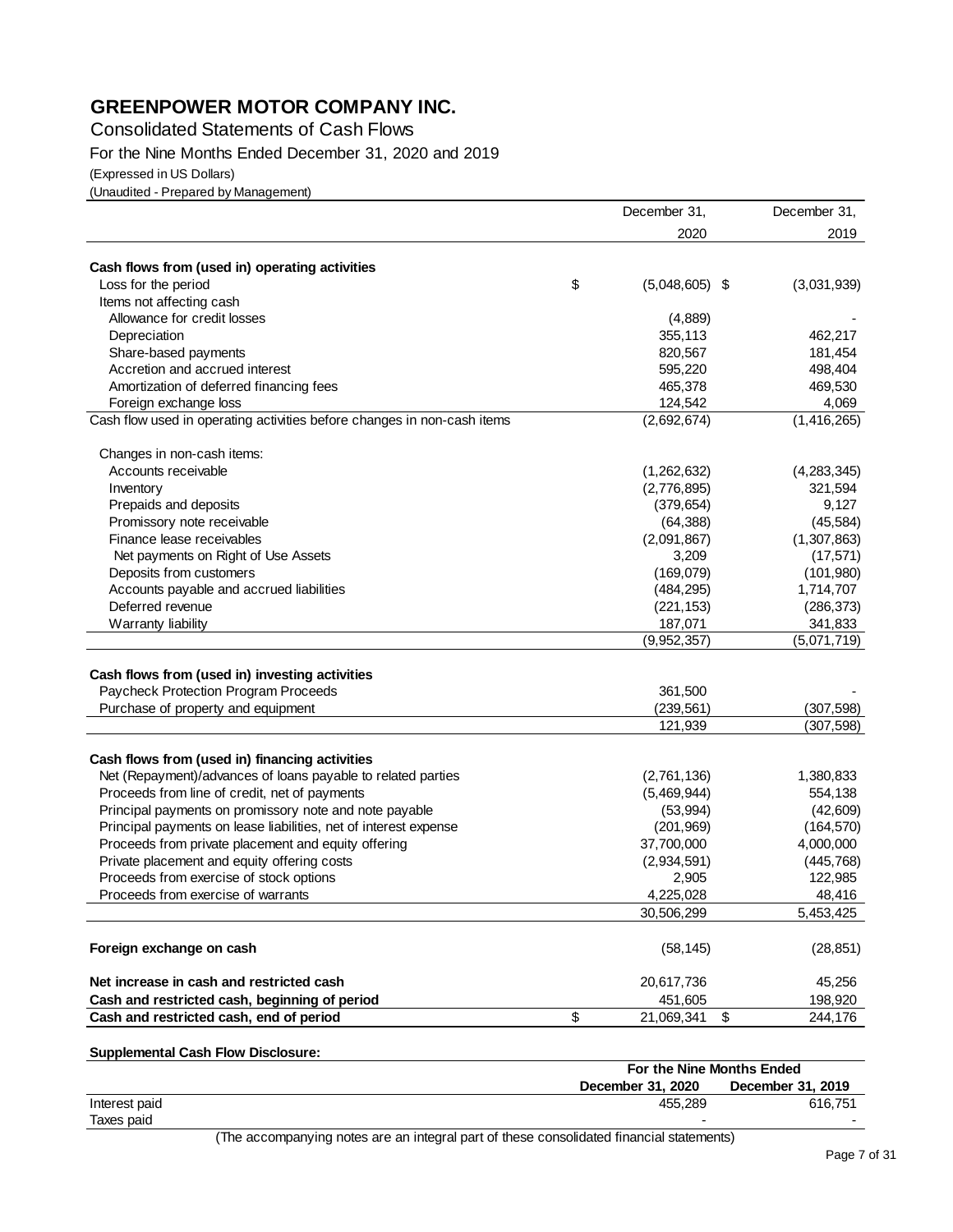# GREENPOWER MOTOR COMPANY INC.

Consolidated Statements of Cash Flows

For the Nine Months Ended December 31, 2020 and 2019

(Expressed in US Dollars)

(Unaudited - Prepared by Management)

| | December 31, 2020 | December 31, 2019 |
|---|---|---|
| **Cash flows from (used in) operating activities** | | |
| Loss for the period | $ (5,048,605) | $ (3,031,939) |
| Items not affecting cash | | |
| Allowance for credit losses | (4,889) | - |
| Depreciation | 355,113 | 462,217 |
| Share-based payments | 820,567 | 181,454 |
| Accretion and accrued interest | 595,220 | 498,404 |
| Amortization of deferred financing fees | 465,378 | 469,530 |
| Foreign exchange loss | 124,542 | 4,069 |
| Cash flow used in operating activities before changes in non-cash items | (2,692,674) | (1,416,265) |
| Changes in non-cash items: | | |
| Accounts receivable | (1,262,632) | (4,283,345) |
| Inventory | (2,776,895) | 321,594 |
| Prepaids and deposits | (379,654) | 9,127 |
| Promissory note receivable | (64,388) | (45,584) |
| Finance lease receivables | (2,091,867) | (1,307,863) |
| Net payments on Right of Use Assets | 3,209 | (17,571) |
| Deposits from customers | (169,079) | (101,980) |
| Accounts payable and accrued liabilities | (484,295) | 1,714,707 |
| Deferred revenue | (221,153) | (286,373) |
| Warranty liability | 187,071 | 341,833 |
| | (9,952,357) | (5,071,719) |
| **Cash flows from (used in) investing activities** | | |
| Paycheck Protection Program Proceeds | 361,500 | - |
| Purchase of property and equipment | (239,561) | (307,598) |
| | 121,939 | (307,598) |
| **Cash flows from (used in) financing activities** | | |
| Net (Repayment)/advances of loans payable to related parties | (2,761,136) | 1,380,833 |
| Proceeds from line of credit, net of payments | (5,469,944) | 554,138 |
| Principal payments on promissory note and note payable | (53,994) | (42,609) |
| Principal payments on lease liabilities, net of interest expense | (201,969) | (164,570) |
| Proceeds from private placement and equity offering | 37,700,000 | 4,000,000 |
| Private placement and equity offering costs | (2,934,591) | (445,768) |
| Proceeds from exercise of stock options | 2,905 | 122,985 |
| Proceeds from exercise of warrants | 4,225,028 | 48,416 |
| | 30,506,299 | 5,453,425 |
| **Foreign exchange on cash** | (58,145) | (28,851) |
| **Net increase in cash and restricted cash** | 20,617,736 | 45,256 |
| **Cash and restricted cash, beginning of period** | 451,605 | 198,920 |
| **Cash and restricted cash, end of period** | $ 21,069,341 | $ 244,176 |

**Supplemental Cash Flow Disclosure:**

| | For the Nine Months Ended | |
|---|---|---|
| | **December 31, 2020** | **December 31, 2019** |
| Interest paid | 455,289 | 616,751 |
| Taxes paid | - | - |

(The accompanying notes are an integral part of these consolidated financial statements)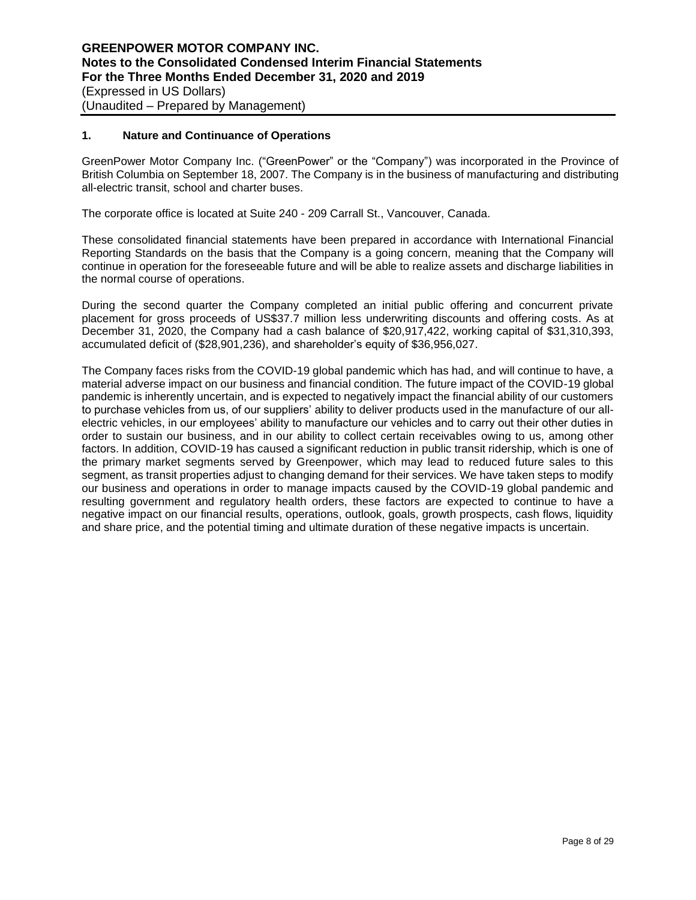## 1. Nature and Continuance of Operations

GreenPower Motor Company Inc. ("GreenPower" or the "Company") was incorporated in the Province of British Columbia on September 18, 2007. The Company is in the business of manufacturing and distributing all-electric transit, school and charter buses.

The corporate office is located at Suite 240 - 209 Carrall St., Vancouver, Canada.

These consolidated financial statements have been prepared in accordance with International Financial Reporting Standards on the basis that the Company is a going concern, meaning that the Company will continue in operation for the foreseeable future and will be able to realize assets and discharge liabilities in the normal course of operations.

During the second quarter the Company completed an initial public offering and concurrent private placement for gross proceeds of US$37.7 million less underwriting discounts and offering costs. As at December 31, 2020, the Company had a cash balance of $20,917,422, working capital of $31,310,393, accumulated deficit of ($28,901,236), and shareholder's equity of $36,956,027.

The Company faces risks from the COVID-19 global pandemic which has had, and will continue to have, a material adverse impact on our business and financial condition. The future impact of the COVID-19 global pandemic is inherently uncertain, and is expected to negatively impact the financial ability of our customers to purchase vehicles from us, of our suppliers' ability to deliver products used in the manufacture of our all-electric vehicles, in our employees' ability to manufacture our vehicles and to carry out their other duties in order to sustain our business, and in our ability to collect certain receivables owing to us, among other factors. In addition, COVID-19 has caused a significant reduction in public transit ridership, which is one of the primary market segments served by Greenpower, which may lead to reduced future sales to this segment, as transit properties adjust to changing demand for their services. We have taken steps to modify our business and operations in order to manage impacts caused by the COVID-19 global pandemic and resulting government and regulatory health orders, these factors are expected to continue to have a negative impact on our financial results, operations, outlook, goals, growth prospects, cash flows, liquidity and share price, and the potential timing and ultimate duration of these negative impacts is uncertain.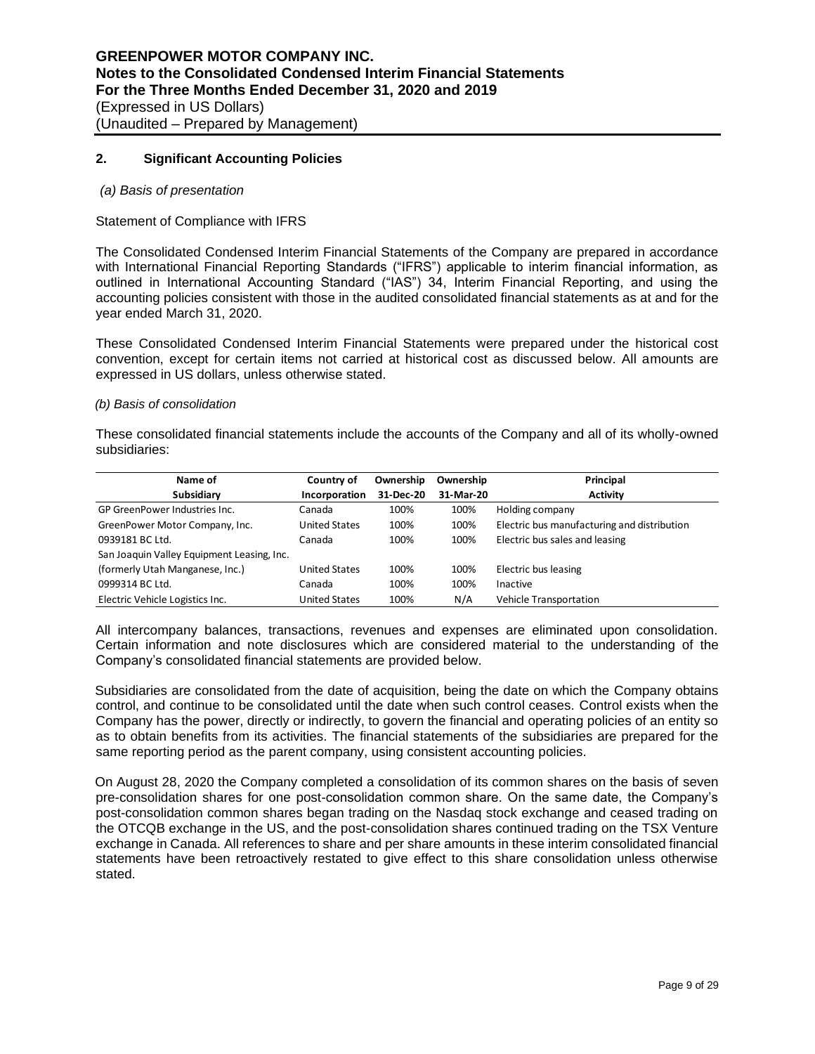## 2. Significant Accounting Policies

*(a) Basis of presentation*

Statement of Compliance with IFRS

The Consolidated Condensed Interim Financial Statements of the Company are prepared in accordance with International Financial Reporting Standards ("IFRS") applicable to interim financial information, as outlined in International Accounting Standard ("IAS") 34, Interim Financial Reporting, and using the accounting policies consistent with those in the audited consolidated financial statements as at and for the year ended March 31, 2020.

These Consolidated Condensed Interim Financial Statements were prepared under the historical cost convention, except for certain items not carried at historical cost as discussed below. All amounts are expressed in US dollars, unless otherwise stated.

*(b) Basis of consolidation*

These consolidated financial statements include the accounts of the Company and all of its wholly-owned subsidiaries:

| Name of Subsidiary | Country of Incorporation | Ownership 31-Dec-20 | Ownership 31-Mar-20 | Principal Activity |
|---|---|---|---|---|
| GP GreenPower Industries Inc. | Canada | 100% | 100% | Holding company |
| GreenPower Motor Company, Inc. | United States | 100% | 100% | Electric bus manufacturing and distribution |
| 0939181 BC Ltd. | Canada | 100% | 100% | Electric bus sales and leasing |
| San Joaquin Valley Equipment Leasing, Inc. (formerly Utah Manganese, Inc.) | United States | 100% | 100% | Electric bus leasing |
| 0999314 BC Ltd. | Canada | 100% | 100% | Inactive |
| Electric Vehicle Logistics Inc. | United States | 100% | N/A | Vehicle Transportation |

All intercompany balances, transactions, revenues and expenses are eliminated upon consolidation. Certain information and note disclosures which are considered material to the understanding of the Company's consolidated financial statements are provided below.

Subsidiaries are consolidated from the date of acquisition, being the date on which the Company obtains control, and continue to be consolidated until the date when such control ceases. Control exists when the Company has the power, directly or indirectly, to govern the financial and operating policies of an entity so as to obtain benefits from its activities. The financial statements of the subsidiaries are prepared for the same reporting period as the parent company, using consistent accounting policies.

On August 28, 2020 the Company completed a consolidation of its common shares on the basis of seven pre-consolidation shares for one post-consolidation common share. On the same date, the Company's post-consolidation common shares began trading on the Nasdaq stock exchange and ceased trading on the OTCQB exchange in the US, and the post-consolidation shares continued trading on the TSX Venture exchange in Canada. All references to share and per share amounts in these interim consolidated financial statements have been retroactively restated to give effect to this share consolidation unless otherwise stated.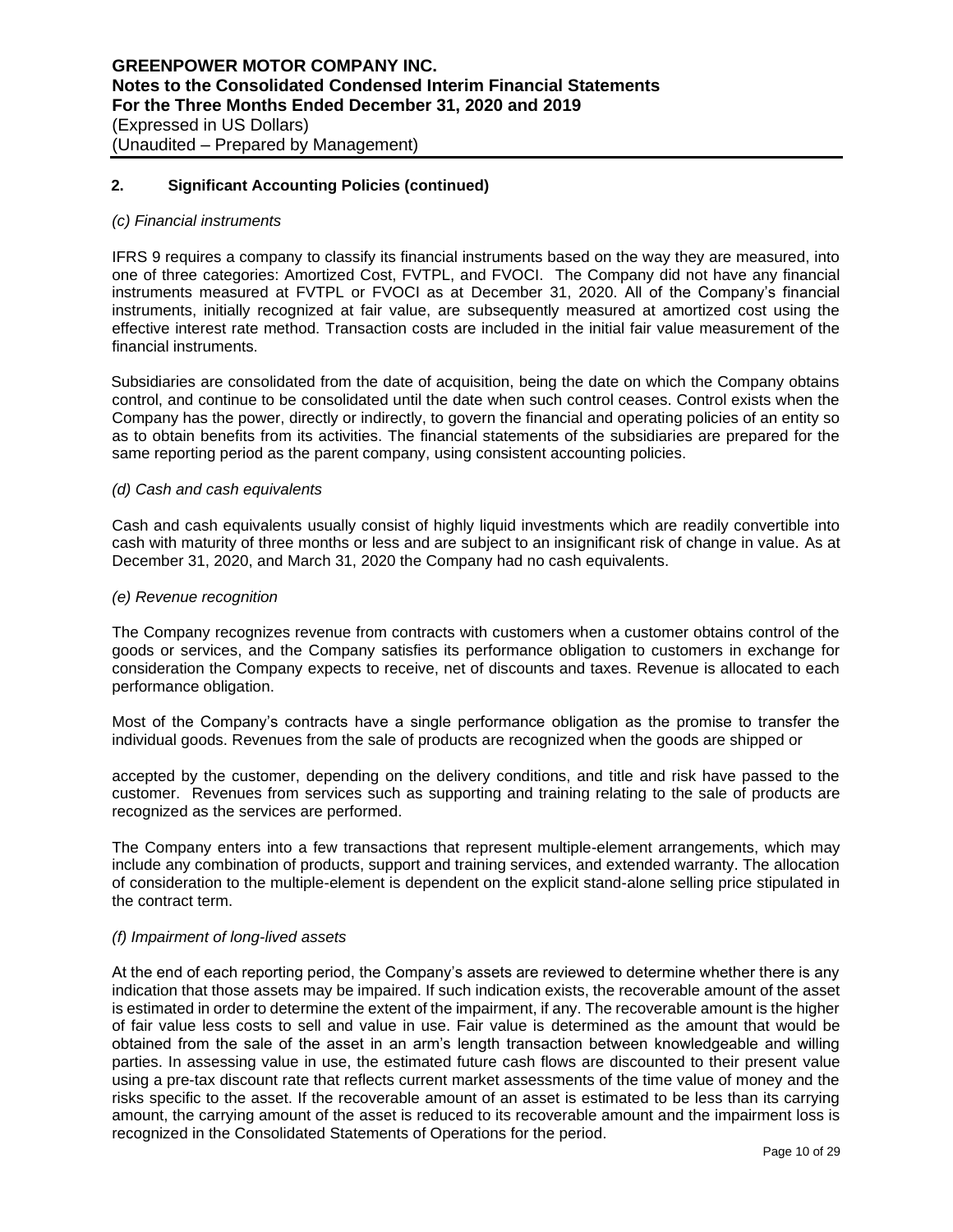## 2. Significant Accounting Policies (continued)

*(c) Financial instruments*

IFRS 9 requires a company to classify its financial instruments based on the way they are measured, into one of three categories: Amortized Cost, FVTPL, and FVOCI. The Company did not have any financial instruments measured at FVTPL or FVOCI as at December 31, 2020. All of the Company's financial instruments, initially recognized at fair value, are subsequently measured at amortized cost using the effective interest rate method. Transaction costs are included in the initial fair value measurement of the financial instruments.

Subsidiaries are consolidated from the date of acquisition, being the date on which the Company obtains control, and continue to be consolidated until the date when such control ceases. Control exists when the Company has the power, directly or indirectly, to govern the financial and operating policies of an entity so as to obtain benefits from its activities. The financial statements of the subsidiaries are prepared for the same reporting period as the parent company, using consistent accounting policies.

*(d) Cash and cash equivalents*

Cash and cash equivalents usually consist of highly liquid investments which are readily convertible into cash with maturity of three months or less and are subject to an insignificant risk of change in value. As at December 31, 2020, and March 31, 2020 the Company had no cash equivalents.

*(e) Revenue recognition*

The Company recognizes revenue from contracts with customers when a customer obtains control of the goods or services, and the Company satisfies its performance obligation to customers in exchange for consideration the Company expects to receive, net of discounts and taxes. Revenue is allocated to each performance obligation.

Most of the Company's contracts have a single performance obligation as the promise to transfer the individual goods. Revenues from the sale of products are recognized when the goods are shipped or accepted by the customer, depending on the delivery conditions, and title and risk have passed to the customer. Revenues from services such as supporting and training relating to the sale of products are recognized as the services are performed.

The Company enters into a few transactions that represent multiple-element arrangements, which may include any combination of products, support and training services, and extended warranty. The allocation of consideration to the multiple-element is dependent on the explicit stand-alone selling price stipulated in the contract term.

*(f) Impairment of long-lived assets*

At the end of each reporting period, the Company's assets are reviewed to determine whether there is any indication that those assets may be impaired. If such indication exists, the recoverable amount of the asset is estimated in order to determine the extent of the impairment, if any. The recoverable amount is the higher of fair value less costs to sell and value in use. Fair value is determined as the amount that would be obtained from the sale of the asset in an arm's length transaction between knowledgeable and willing parties. In assessing value in use, the estimated future cash flows are discounted to their present value using a pre-tax discount rate that reflects current market assessments of the time value of money and the risks specific to the asset. If the recoverable amount of an asset is estimated to be less than its carrying amount, the carrying amount of the asset is reduced to its recoverable amount and the impairment loss is recognized in the Consolidated Statements of Operations for the period.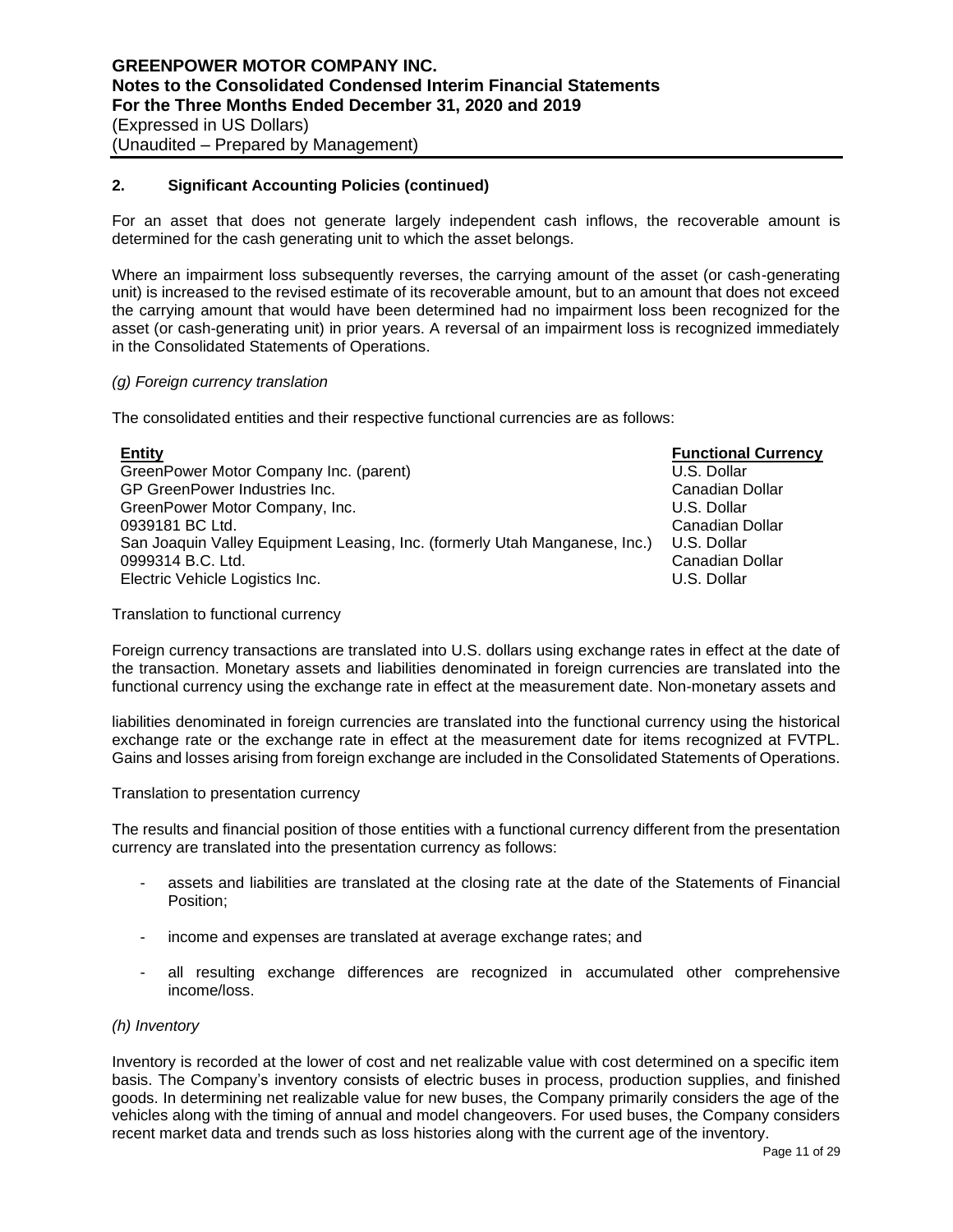## 2. Significant Accounting Policies (continued)

For an asset that does not generate largely independent cash inflows, the recoverable amount is determined for the cash generating unit to which the asset belongs.

Where an impairment loss subsequently reverses, the carrying amount of the asset (or cash-generating unit) is increased to the revised estimate of its recoverable amount, but to an amount that does not exceed the carrying amount that would have been determined had no impairment loss been recognized for the asset (or cash-generating unit) in prior years. A reversal of an impairment loss is recognized immediately in the Consolidated Statements of Operations.

*(g) Foreign currency translation*

The consolidated entities and their respective functional currencies are as follows:

| Entity | Functional Currency |
|---|---|
| GreenPower Motor Company Inc. (parent) | U.S. Dollar |
| GP GreenPower Industries Inc. | Canadian Dollar |
| GreenPower Motor Company, Inc. | U.S. Dollar |
| 0939181 BC Ltd. | Canadian Dollar |
| San Joaquin Valley Equipment Leasing, Inc. (formerly Utah Manganese, Inc.) | U.S. Dollar |
| 0999314 B.C. Ltd. | Canadian Dollar |
| Electric Vehicle Logistics Inc. | U.S. Dollar |

Translation to functional currency

Foreign currency transactions are translated into U.S. dollars using exchange rates in effect at the date of the transaction. Monetary assets and liabilities denominated in foreign currencies are translated into the functional currency using the exchange rate in effect at the measurement date. Non-monetary assets and liabilities denominated in foreign currencies are translated into the functional currency using the historical exchange rate or the exchange rate in effect at the measurement date for items recognized at FVTPL. Gains and losses arising from foreign exchange are included in the Consolidated Statements of Operations.

Translation to presentation currency

The results and financial position of those entities with a functional currency different from the presentation currency are translated into the presentation currency as follows:

- assets and liabilities are translated at the closing rate at the date of the Statements of Financial Position;
- income and expenses are translated at average exchange rates; and
- all resulting exchange differences are recognized in accumulated other comprehensive income/loss.

*(h) Inventory*

Inventory is recorded at the lower of cost and net realizable value with cost determined on a specific item basis. The Company's inventory consists of electric buses in process, production supplies, and finished goods. In determining net realizable value for new buses, the Company primarily considers the age of the vehicles along with the timing of annual and model changeovers. For used buses, the Company considers recent market data and trends such as loss histories along with the current age of the inventory.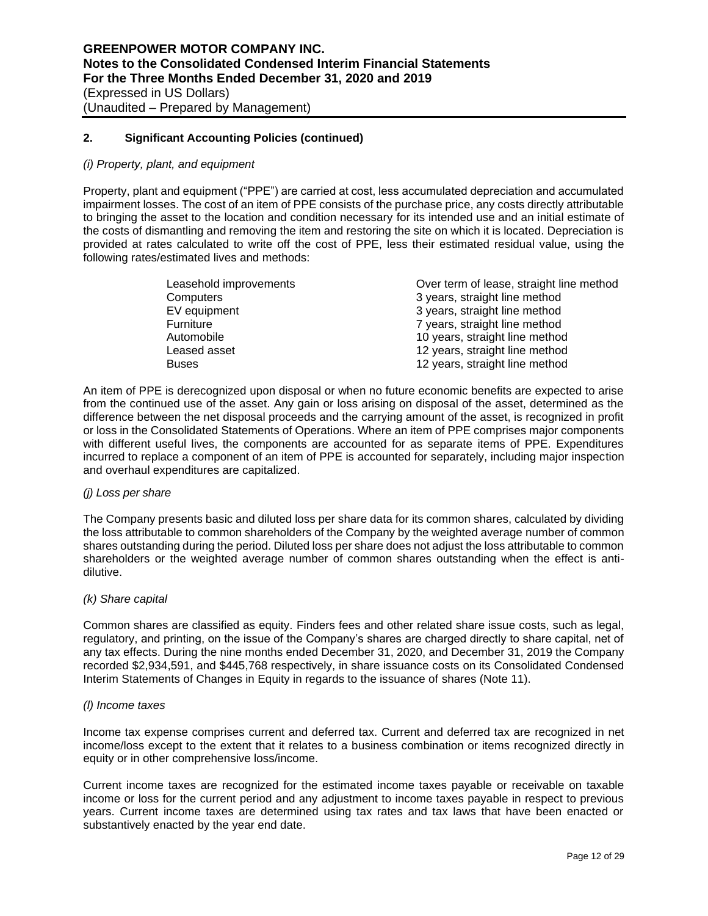## 2. Significant Accounting Policies (continued)

*(i) Property, plant, and equipment*

Property, plant and equipment ("PPE") are carried at cost, less accumulated depreciation and accumulated impairment losses. The cost of an item of PPE consists of the purchase price, any costs directly attributable to bringing the asset to the location and condition necessary for its intended use and an initial estimate of the costs of dismantling and removing the item and restoring the site on which it is located. Depreciation is provided at rates calculated to write off the cost of PPE, less their estimated residual value, using the following rates/estimated lives and methods:

| | |
|---|---|
| Leasehold improvements | Over term of lease, straight line method |
| Computers | 3 years, straight line method |
| EV equipment | 3 years, straight line method |
| Furniture | 7 years, straight line method |
| Automobile | 10 years, straight line method |
| Leased asset | 12 years, straight line method |
| Buses | 12 years, straight line method |

An item of PPE is derecognized upon disposal or when no future economic benefits are expected to arise from the continued use of the asset. Any gain or loss arising on disposal of the asset, determined as the difference between the net disposal proceeds and the carrying amount of the asset, is recognized in profit or loss in the Consolidated Statements of Operations. Where an item of PPE comprises major components with different useful lives, the components are accounted for as separate items of PPE. Expenditures incurred to replace a component of an item of PPE is accounted for separately, including major inspection and overhaul expenditures are capitalized.

*(j) Loss per share*

The Company presents basic and diluted loss per share data for its common shares, calculated by dividing the loss attributable to common shareholders of the Company by the weighted average number of common shares outstanding during the period. Diluted loss per share does not adjust the loss attributable to common shareholders or the weighted average number of common shares outstanding when the effect is anti-dilutive.

*(k) Share capital*

Common shares are classified as equity. Finders fees and other related share issue costs, such as legal, regulatory, and printing, on the issue of the Company's shares are charged directly to share capital, net of any tax effects. During the nine months ended December 31, 2020, and December 31, 2019 the Company recorded $2,934,591, and $445,768 respectively, in share issuance costs on its Consolidated Condensed Interim Statements of Changes in Equity in regards to the issuance of shares (Note 11).

*(l) Income taxes*

Income tax expense comprises current and deferred tax. Current and deferred tax are recognized in net income/loss except to the extent that it relates to a business combination or items recognized directly in equity or in other comprehensive loss/income.

Current income taxes are recognized for the estimated income taxes payable or receivable on taxable income or loss for the current period and any adjustment to income taxes payable in respect to previous years. Current income taxes are determined using tax rates and tax laws that have been enacted or substantively enacted by the year end date.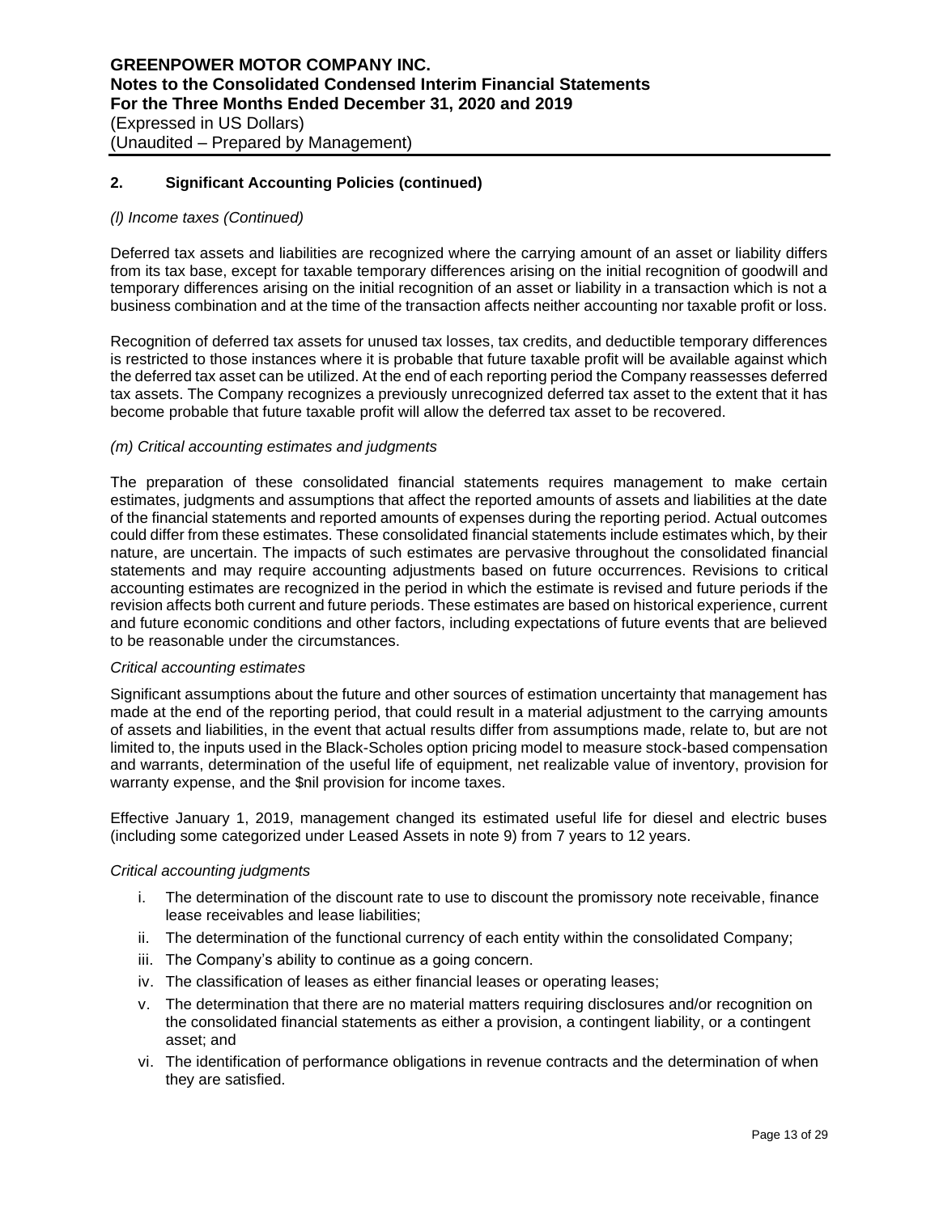## 2. Significant Accounting Policies (continued)

*(l) Income taxes (Continued)*

Deferred tax assets and liabilities are recognized where the carrying amount of an asset or liability differs from its tax base, except for taxable temporary differences arising on the initial recognition of goodwill and temporary differences arising on the initial recognition of an asset or liability in a transaction which is not a business combination and at the time of the transaction affects neither accounting nor taxable profit or loss.

Recognition of deferred tax assets for unused tax losses, tax credits, and deductible temporary differences is restricted to those instances where it is probable that future taxable profit will be available against which the deferred tax asset can be utilized. At the end of each reporting period the Company reassesses deferred tax assets. The Company recognizes a previously unrecognized deferred tax asset to the extent that it has become probable that future taxable profit will allow the deferred tax asset to be recovered.

*(m) Critical accounting estimates and judgments*

The preparation of these consolidated financial statements requires management to make certain estimates, judgments and assumptions that affect the reported amounts of assets and liabilities at the date of the financial statements and reported amounts of expenses during the reporting period. Actual outcomes could differ from these estimates. These consolidated financial statements include estimates which, by their nature, are uncertain. The impacts of such estimates are pervasive throughout the consolidated financial statements and may require accounting adjustments based on future occurrences. Revisions to critical accounting estimates are recognized in the period in which the estimate is revised and future periods if the revision affects both current and future periods. These estimates are based on historical experience, current and future economic conditions and other factors, including expectations of future events that are believed to be reasonable under the circumstances.

*Critical accounting estimates*

Significant assumptions about the future and other sources of estimation uncertainty that management has made at the end of the reporting period, that could result in a material adjustment to the carrying amounts of assets and liabilities, in the event that actual results differ from assumptions made, relate to, but are not limited to, the inputs used in the Black-Scholes option pricing model to measure stock-based compensation and warrants, determination of the useful life of equipment, net realizable value of inventory, provision for warranty expense, and the $nil provision for income taxes.

Effective January 1, 2019, management changed its estimated useful life for diesel and electric buses (including some categorized under Leased Assets in note 9) from 7 years to 12 years.

*Critical accounting judgments*

i. The determination of the discount rate to use to discount the promissory note receivable, finance lease receivables and lease liabilities;
ii. The determination of the functional currency of each entity within the consolidated Company;
iii. The Company's ability to continue as a going concern.
iv. The classification of leases as either financial leases or operating leases;
v. The determination that there are no material matters requiring disclosures and/or recognition on the consolidated financial statements as either a provision, a contingent liability, or a contingent asset; and
vi. The identification of performance obligations in revenue contracts and the determination of when they are satisfied.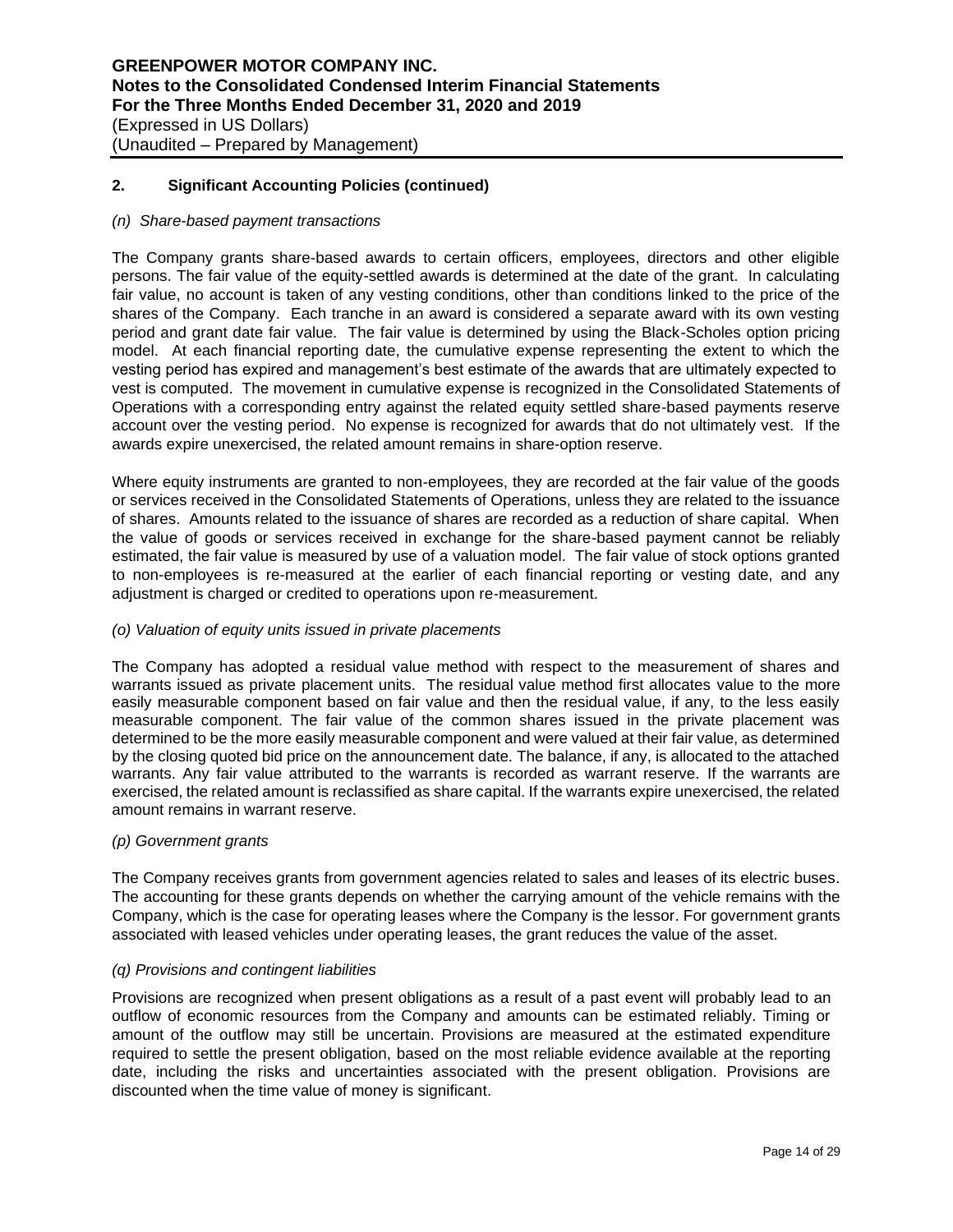## 2. Significant Accounting Policies (continued)

*(n) Share-based payment transactions*

The Company grants share-based awards to certain officers, employees, directors and other eligible persons. The fair value of the equity-settled awards is determined at the date of the grant. In calculating fair value, no account is taken of any vesting conditions, other than conditions linked to the price of the shares of the Company. Each tranche in an award is considered a separate award with its own vesting period and grant date fair value. The fair value is determined by using the Black-Scholes option pricing model. At each financial reporting date, the cumulative expense representing the extent to which the vesting period has expired and management's best estimate of the awards that are ultimately expected to vest is computed. The movement in cumulative expense is recognized in the Consolidated Statements of Operations with a corresponding entry against the related equity settled share-based payments reserve account over the vesting period. No expense is recognized for awards that do not ultimately vest. If the awards expire unexercised, the related amount remains in share-option reserve.

Where equity instruments are granted to non-employees, they are recorded at the fair value of the goods or services received in the Consolidated Statements of Operations, unless they are related to the issuance of shares. Amounts related to the issuance of shares are recorded as a reduction of share capital. When the value of goods or services received in exchange for the share-based payment cannot be reliably estimated, the fair value is measured by use of a valuation model. The fair value of stock options granted to non-employees is re-measured at the earlier of each financial reporting or vesting date, and any adjustment is charged or credited to operations upon re-measurement.

*(o) Valuation of equity units issued in private placements*

The Company has adopted a residual value method with respect to the measurement of shares and warrants issued as private placement units. The residual value method first allocates value to the more easily measurable component based on fair value and then the residual value, if any, to the less easily measurable component. The fair value of the common shares issued in the private placement was determined to be the more easily measurable component and were valued at their fair value, as determined by the closing quoted bid price on the announcement date. The balance, if any, is allocated to the attached warrants. Any fair value attributed to the warrants is recorded as warrant reserve. If the warrants are exercised, the related amount is reclassified as share capital. If the warrants expire unexercised, the related amount remains in warrant reserve.

*(p) Government grants*

The Company receives grants from government agencies related to sales and leases of its electric buses. The accounting for these grants depends on whether the carrying amount of the vehicle remains with the Company, which is the case for operating leases where the Company is the lessor. For government grants associated with leased vehicles under operating leases, the grant reduces the value of the asset.

*(q) Provisions and contingent liabilities*

Provisions are recognized when present obligations as a result of a past event will probably lead to an outflow of economic resources from the Company and amounts can be estimated reliably. Timing or amount of the outflow may still be uncertain. Provisions are measured at the estimated expenditure required to settle the present obligation, based on the most reliable evidence available at the reporting date, including the risks and uncertainties associated with the present obligation. Provisions are discounted when the time value of money is significant.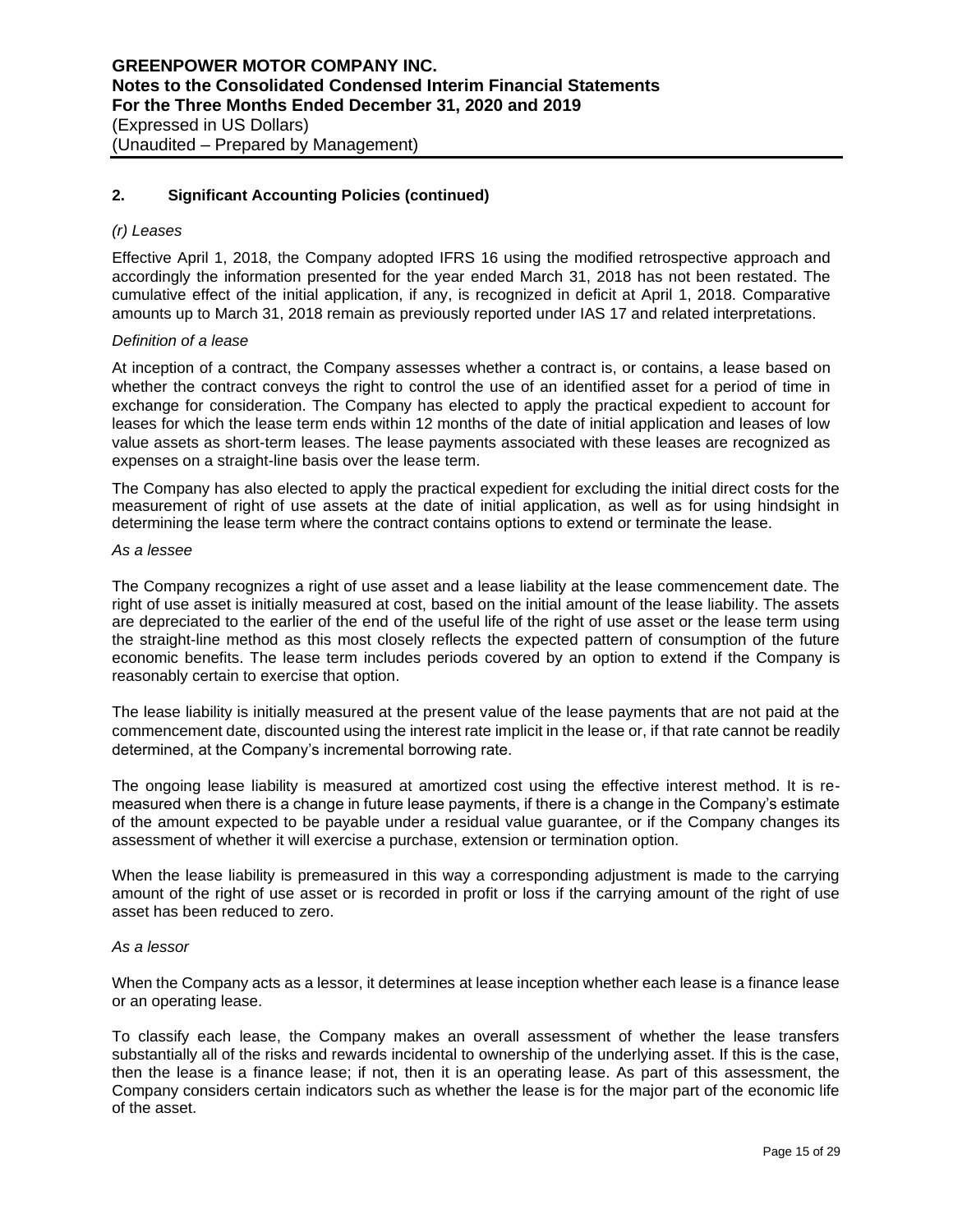## 2. Significant Accounting Policies (continued)

*(r) Leases*

Effective April 1, 2018, the Company adopted IFRS 16 using the modified retrospective approach and accordingly the information presented for the year ended March 31, 2018 has not been restated. The cumulative effect of the initial application, if any, is recognized in deficit at April 1, 2018. Comparative amounts up to March 31, 2018 remain as previously reported under IAS 17 and related interpretations.

*Definition of a lease*

At inception of a contract, the Company assesses whether a contract is, or contains, a lease based on whether the contract conveys the right to control the use of an identified asset for a period of time in exchange for consideration. The Company has elected to apply the practical expedient to account for leases for which the lease term ends within 12 months of the date of initial application and leases of low value assets as short-term leases. The lease payments associated with these leases are recognized as expenses on a straight-line basis over the lease term.

The Company has also elected to apply the practical expedient for excluding the initial direct costs for the measurement of right of use assets at the date of initial application, as well as for using hindsight in determining the lease term where the contract contains options to extend or terminate the lease.

*As a lessee*

The Company recognizes a right of use asset and a lease liability at the lease commencement date. The right of use asset is initially measured at cost, based on the initial amount of the lease liability. The assets are depreciated to the earlier of the end of the useful life of the right of use asset or the lease term using the straight-line method as this most closely reflects the expected pattern of consumption of the future economic benefits. The lease term includes periods covered by an option to extend if the Company is reasonably certain to exercise that option.

The lease liability is initially measured at the present value of the lease payments that are not paid at the commencement date, discounted using the interest rate implicit in the lease or, if that rate cannot be readily determined, at the Company's incremental borrowing rate.

The ongoing lease liability is measured at amortized cost using the effective interest method. It is re-measured when there is a change in future lease payments, if there is a change in the Company's estimate of the amount expected to be payable under a residual value guarantee, or if the Company changes its assessment of whether it will exercise a purchase, extension or termination option.

When the lease liability is premeasured in this way a corresponding adjustment is made to the carrying amount of the right of use asset or is recorded in profit or loss if the carrying amount of the right of use asset has been reduced to zero.

*As a lessor*

When the Company acts as a lessor, it determines at lease inception whether each lease is a finance lease or an operating lease.

To classify each lease, the Company makes an overall assessment of whether the lease transfers substantially all of the risks and rewards incidental to ownership of the underlying asset. If this is the case, then the lease is a finance lease; if not, then it is an operating lease. As part of this assessment, the Company considers certain indicators such as whether the lease is for the major part of the economic life of the asset.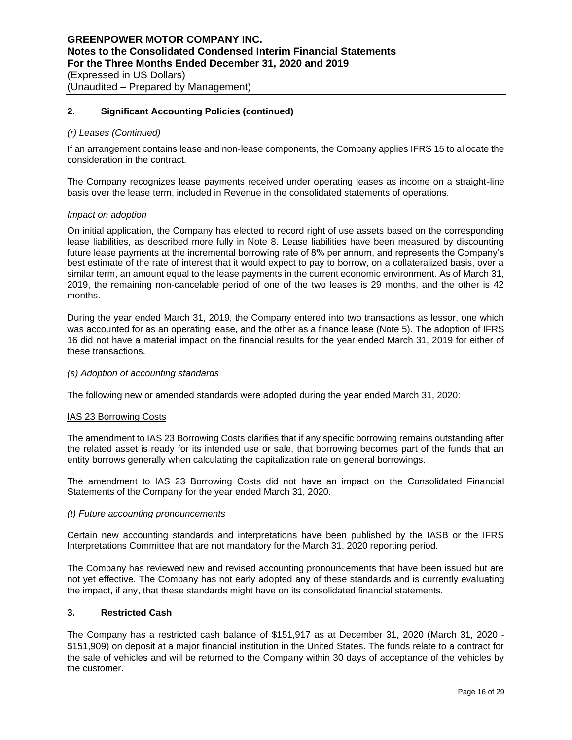## 2. Significant Accounting Policies (continued)

*(r) Leases (Continued)*

If an arrangement contains lease and non-lease components, the Company applies IFRS 15 to allocate the consideration in the contract.

The Company recognizes lease payments received under operating leases as income on a straight-line basis over the lease term, included in Revenue in the consolidated statements of operations.

*Impact on adoption*

On initial application, the Company has elected to record right of use assets based on the corresponding lease liabilities, as described more fully in Note 8. Lease liabilities have been measured by discounting future lease payments at the incremental borrowing rate of 8% per annum, and represents the Company's best estimate of the rate of interest that it would expect to pay to borrow, on a collateralized basis, over a similar term, an amount equal to the lease payments in the current economic environment. As of March 31, 2019, the remaining non-cancelable period of one of the two leases is 29 months, and the other is 42 months.

During the year ended March 31, 2019, the Company entered into two transactions as lessor, one which was accounted for as an operating lease, and the other as a finance lease (Note 5). The adoption of IFRS 16 did not have a material impact on the financial results for the year ended March 31, 2019 for either of these transactions.

*(s) Adoption of accounting standards*

The following new or amended standards were adopted during the year ended March 31, 2020:

IAS 23 Borrowing Costs

The amendment to IAS 23 Borrowing Costs clarifies that if any specific borrowing remains outstanding after the related asset is ready for its intended use or sale, that borrowing becomes part of the funds that an entity borrows generally when calculating the capitalization rate on general borrowings.

The amendment to IAS 23 Borrowing Costs did not have an impact on the Consolidated Financial Statements of the Company for the year ended March 31, 2020.

*(t) Future accounting pronouncements*

Certain new accounting standards and interpretations have been published by the IASB or the IFRS Interpretations Committee that are not mandatory for the March 31, 2020 reporting period.

The Company has reviewed new and revised accounting pronouncements that have been issued but are not yet effective. The Company has not early adopted any of these standards and is currently evaluating the impact, if any, that these standards might have on its consolidated financial statements.

## 3. Restricted Cash

The Company has a restricted cash balance of $151,917 as at December 31, 2020 (March 31, 2020 - $151,909) on deposit at a major financial institution in the United States. The funds relate to a contract for the sale of vehicles and will be returned to the Company within 30 days of acceptance of the vehicles by the customer.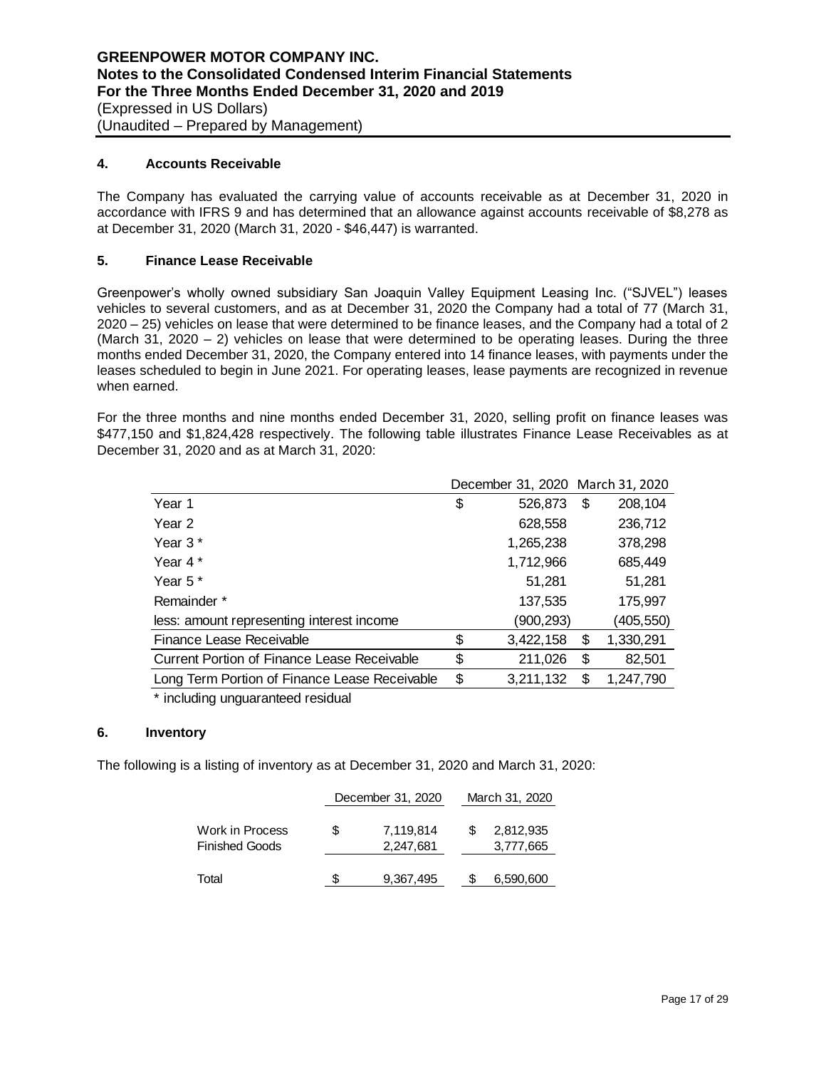## 4. Accounts Receivable

The Company has evaluated the carrying value of accounts receivable as at December 31, 2020 in accordance with IFRS 9 and has determined that an allowance against accounts receivable of $8,278 as at December 31, 2020 (March 31, 2020 - $46,447) is warranted.

## 5. Finance Lease Receivable

Greenpower's wholly owned subsidiary San Joaquin Valley Equipment Leasing Inc. ("SJVEL") leases vehicles to several customers, and as at December 31, 2020 the Company had a total of 77 (March 31, 2020 – 25) vehicles on lease that were determined to be finance leases, and the Company had a total of 2 (March 31, 2020 – 2) vehicles on lease that were determined to be operating leases. During the three months ended December 31, 2020, the Company entered into 14 finance leases, with payments under the leases scheduled to begin in June 2021. For operating leases, lease payments are recognized in revenue when earned.

For the three months and nine months ended December 31, 2020, selling profit on finance leases was $477,150 and $1,824,428 respectively. The following table illustrates Finance Lease Receivables as at December 31, 2020 and as at March 31, 2020:

| | December 31, 2020 | March 31, 2020 |
|---|---|---|
| Year 1 | $ 526,873 | $ 208,104 |
| Year 2 | 628,558 | 236,712 |
| Year 3 * | 1,265,238 | 378,298 |
| Year 4 * | 1,712,966 | 685,449 |
| Year 5 * | 51,281 | 51,281 |
| Remainder * | 137,535 | 175,997 |
| less: amount representing interest income | (900,293) | (405,550) |
| Finance Lease Receivable | $ 3,422,158 | $ 1,330,291 |
| Current Portion of Finance Lease Receivable | $ 211,026 | $ 82,501 |
| Long Term Portion of Finance Lease Receivable | $ 3,211,132 | $ 1,247,790 |

* including unguaranteed residual

## 6. Inventory

The following is a listing of inventory as at December 31, 2020 and March 31, 2020:

| | December 31, 2020 | March 31, 2020 |
|---|---|---|
| Work in Process | $ 7,119,814 | $ 2,812,935 |
| Finished Goods | 2,247,681 | 3,777,665 |
| Total | $ 9,367,495 | $ 6,590,600 |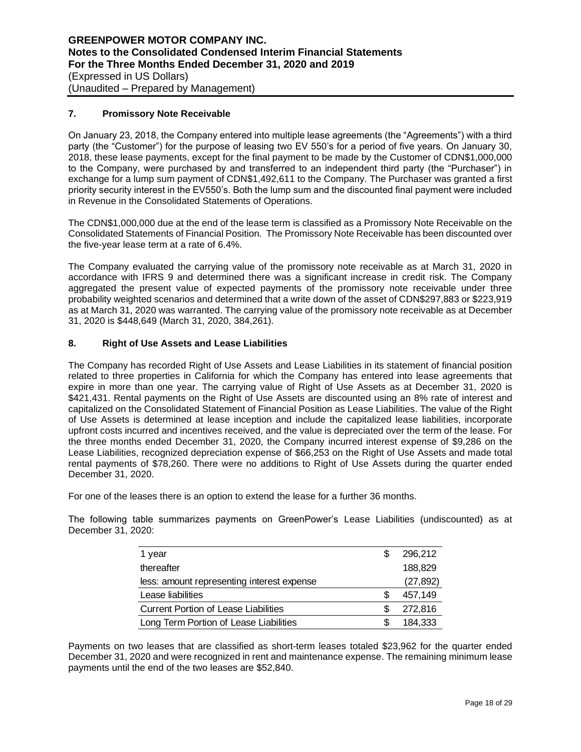### 7. Promissory Note Receivable

On January 23, 2018, the Company entered into multiple lease agreements (the "Agreements") with a third party (the "Customer") for the purpose of leasing two EV 550's for a period of five years. On January 30, 2018, these lease payments, except for the final payment to be made by the Customer of CDN$1,000,000 to the Company, were purchased by and transferred to an independent third party (the "Purchaser") in exchange for a lump sum payment of CDN$1,492,611 to the Company. The Purchaser was granted a first priority security interest in the EV550's. Both the lump sum and the discounted final payment were included in Revenue in the Consolidated Statements of Operations.

The CDN$1,000,000 due at the end of the lease term is classified as a Promissory Note Receivable on the Consolidated Statements of Financial Position. The Promissory Note Receivable has been discounted over the five-year lease term at a rate of 6.4%.

The Company evaluated the carrying value of the promissory note receivable as at March 31, 2020 in accordance with IFRS 9 and determined there was a significant increase in credit risk. The Company aggregated the present value of expected payments of the promissory note receivable under three probability weighted scenarios and determined that a write down of the asset of CDN$297,883 or $223,919 as at March 31, 2020 was warranted. The carrying value of the promissory note receivable as at December 31, 2020 is $448,649 (March 31, 2020, 384,261).

### 8. Right of Use Assets and Lease Liabilities

The Company has recorded Right of Use Assets and Lease Liabilities in its statement of financial position related to three properties in California for which the Company has entered into lease agreements that expire in more than one year. The carrying value of Right of Use Assets as at December 31, 2020 is $421,431. Rental payments on the Right of Use Assets are discounted using an 8% rate of interest and capitalized on the Consolidated Statement of Financial Position as Lease Liabilities. The value of the Right of Use Assets is determined at lease inception and include the capitalized lease liabilities, incorporate upfront costs incurred and incentives received, and the value is depreciated over the term of the lease. For the three months ended December 31, 2020, the Company incurred interest expense of $9,286 on the Lease Liabilities, recognized depreciation expense of $66,253 on the Right of Use Assets and made total rental payments of $78,260. There were no additions to Right of Use Assets during the quarter ended December 31, 2020.

For one of the leases there is an option to extend the lease for a further 36 months.

The following table summarizes payments on GreenPower's Lease Liabilities (undiscounted) as at December 31, 2020:

| | | |
|---|---|---|
| 1 year | $ | 296,212 |
| thereafter | | 188,829 |
| less: amount representing interest expense | | (27,892) |
| Lease liabilities | $ | 457,149 |
| Current Portion of Lease Liabilities | $ | 272,816 |
| Long Term Portion of Lease Liabilities | $ | 184,333 |

Payments on two leases that are classified as short-term leases totaled $23,962 for the quarter ended December 31, 2020 and were recognized in rent and maintenance expense. The remaining minimum lease payments until the end of the two leases are $52,840.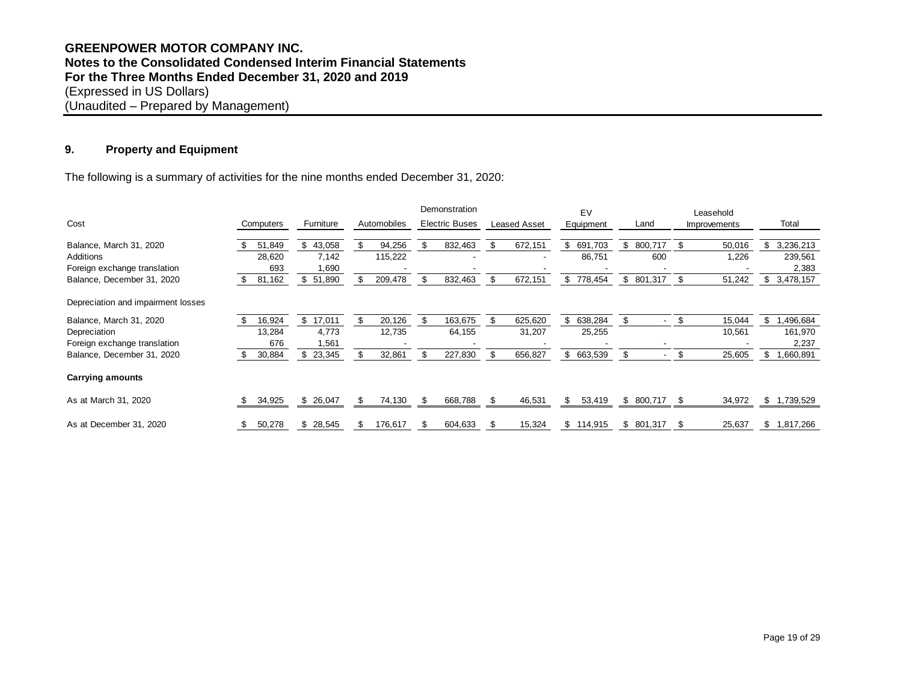**GREENPOWER MOTOR COMPANY INC.**
**Notes to the Consolidated Condensed Interim Financial Statements**
**For the Three Months Ended December 31, 2020 and 2019**
(Expressed in US Dollars)
(Unaudited – Prepared by Management)

## 9. Property and Equipment

The following is a summary of activities for the nine months ended December 31, 2020:

| Cost | Computers | Furniture | Automobiles | Demonstration Electric Buses | Leased Asset | EV Equipment | Land | Leasehold Improvements | Total |
|---|---|---|---|---|---|---|---|---|---|
| Balance, March 31, 2020 | $ 51,849 | $ 43,058 | $ 94,256 | $ 832,463 | $ 672,151 | $ 691,703 | $ 800,717 | $ 50,016 | $ 3,236,213 |
| Additions | 28,620 | 7,142 | 115,222 | - | - | 86,751 | 600 | 1,226 | 239,561 |
| Foreign exchange translation | 693 | 1,690 | - | - | - | - | - | - | 2,383 |
| Balance, December 31, 2020 | $ 81,162 | $ 51,890 | $ 209,478 | $ 832,463 | $ 672,151 | $ 778,454 | $ 801,317 | $ 51,242 | $ 3,478,157 |
| **Depreciation and impairment losses** | | | | | | | | | |
| Balance, March 31, 2020 | $ 16,924 | $ 17,011 | $ 20,126 | $ 163,675 | $ 625,620 | $ 638,284 | $ - | $ 15,044 | $ 1,496,684 |
| Depreciation | 13,284 | 4,773 | 12,735 | 64,155 | 31,207 | 25,255 | | 10,561 | 161,970 |
| Foreign exchange translation | 676 | 1,561 | - | - | - | - | - | - | 2,237 |
| Balance, December 31, 2020 | $ 30,884 | $ 23,345 | $ 32,861 | $ 227,830 | $ 656,827 | $ 663,539 | $ - | $ 25,605 | $ 1,660,891 |
| **Carrying amounts** | | | | | | | | | |
| As at March 31, 2020 | $ 34,925 | $ 26,047 | $ 74,130 | $ 668,788 | $ 46,531 | $ 53,419 | $ 800,717 | $ 34,972 | $ 1,739,529 |
| As at December 31, 2020 | $ 50,278 | $ 28,545 | $ 176,617 | $ 604,633 | $ 15,324 | $ 114,915 | $ 801,317 | $ 25,637 | $ 1,817,266 |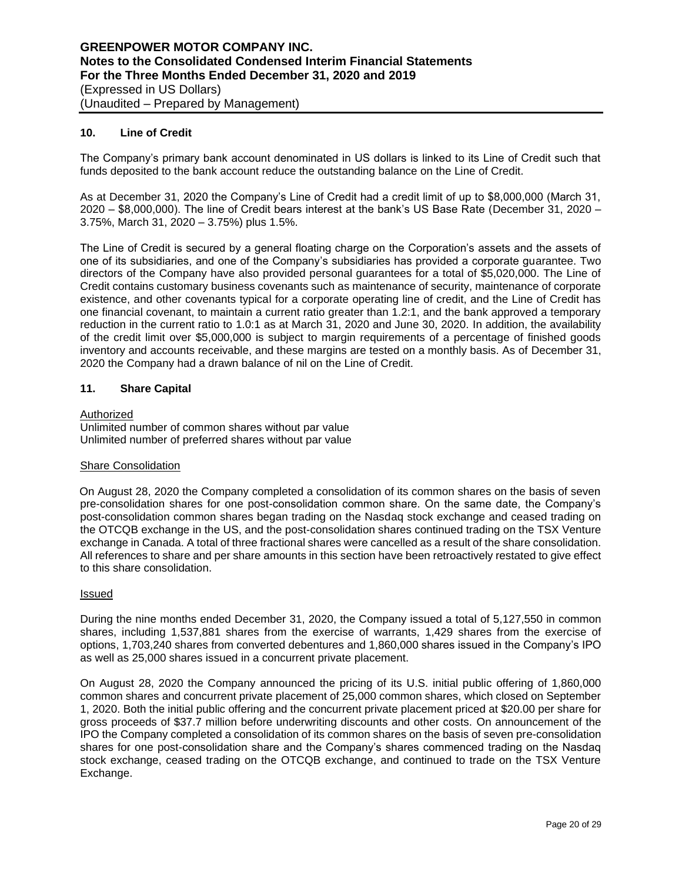## 10. Line of Credit

The Company's primary bank account denominated in US dollars is linked to its Line of Credit such that funds deposited to the bank account reduce the outstanding balance on the Line of Credit.

As at December 31, 2020 the Company's Line of Credit had a credit limit of up to $8,000,000 (March 31, 2020 – $8,000,000). The line of Credit bears interest at the bank's US Base Rate (December 31, 2020 – 3.75%, March 31, 2020 – 3.75%) plus 1.5%.

The Line of Credit is secured by a general floating charge on the Corporation's assets and the assets of one of its subsidiaries, and one of the Company's subsidiaries has provided a corporate guarantee. Two directors of the Company have also provided personal guarantees for a total of $5,020,000. The Line of Credit contains customary business covenants such as maintenance of security, maintenance of corporate existence, and other covenants typical for a corporate operating line of credit, and the Line of Credit has one financial covenant, to maintain a current ratio greater than 1.2:1, and the bank approved a temporary reduction in the current ratio to 1.0:1 as at March 31, 2020 and June 30, 2020. In addition, the availability of the credit limit over $5,000,000 is subject to margin requirements of a percentage of finished goods inventory and accounts receivable, and these margins are tested on a monthly basis. As of December 31, 2020 the Company had a drawn balance of nil on the Line of Credit.

## 11. Share Capital

Authorized

Unlimited number of common shares without par value
Unlimited number of preferred shares without par value

Share Consolidation

On August 28, 2020 the Company completed a consolidation of its common shares on the basis of seven pre-consolidation shares for one post-consolidation common share. On the same date, the Company's post-consolidation common shares began trading on the Nasdaq stock exchange and ceased trading on the OTCQB exchange in the US, and the post-consolidation shares continued trading on the TSX Venture exchange in Canada. A total of three fractional shares were cancelled as a result of the share consolidation. All references to share and per share amounts in this section have been retroactively restated to give effect to this share consolidation.

Issued

During the nine months ended December 31, 2020, the Company issued a total of 5,127,550 in common shares, including 1,537,881 shares from the exercise of warrants, 1,429 shares from the exercise of options, 1,703,240 shares from converted debentures and 1,860,000 shares issued in the Company's IPO as well as 25,000 shares issued in a concurrent private placement.

On August 28, 2020 the Company announced the pricing of its U.S. initial public offering of 1,860,000 common shares and concurrent private placement of 25,000 common shares, which closed on September 1, 2020. Both the initial public offering and the concurrent private placement priced at $20.00 per share for gross proceeds of $37.7 million before underwriting discounts and other costs. On announcement of the IPO the Company completed a consolidation of its common shares on the basis of seven pre-consolidation shares for one post-consolidation share and the Company's shares commenced trading on the Nasdaq stock exchange, ceased trading on the OTCQB exchange, and continued to trade on the TSX Venture Exchange.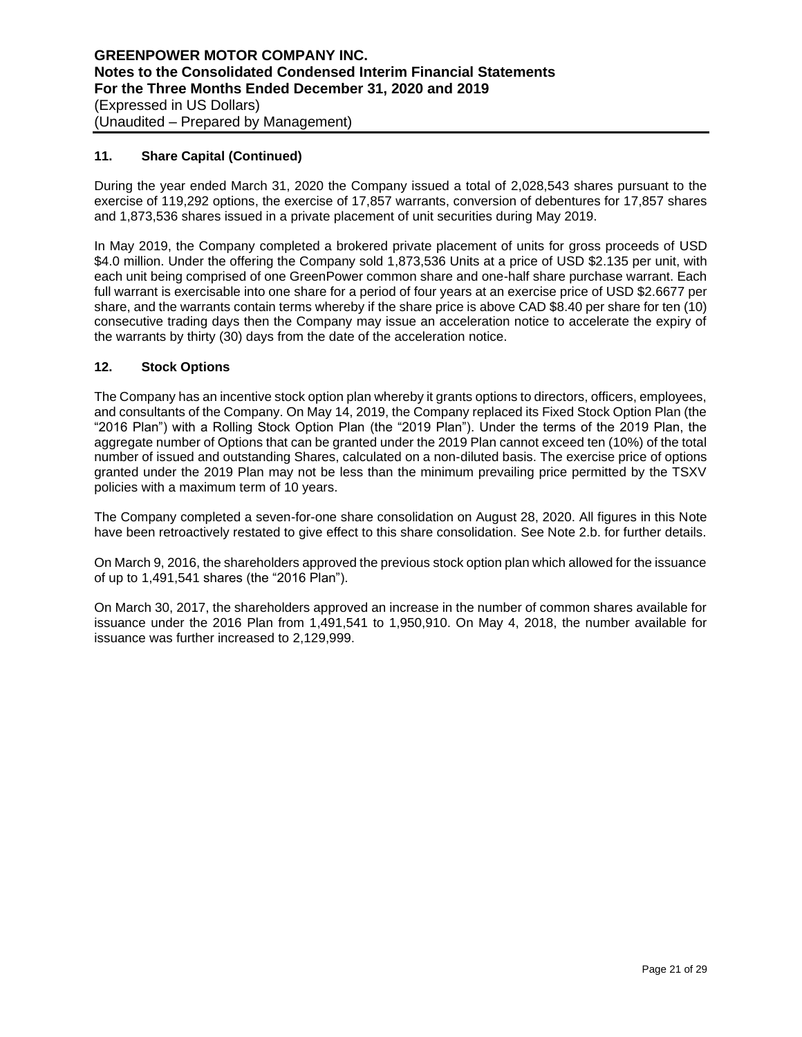## 11. Share Capital (Continued)

During the year ended March 31, 2020 the Company issued a total of 2,028,543 shares pursuant to the exercise of 119,292 options, the exercise of 17,857 warrants, conversion of debentures for 17,857 shares and 1,873,536 shares issued in a private placement of unit securities during May 2019.

In May 2019, the Company completed a brokered private placement of units for gross proceeds of USD $4.0 million. Under the offering the Company sold 1,873,536 Units at a price of USD $2.135 per unit, with each unit being comprised of one GreenPower common share and one-half share purchase warrant. Each full warrant is exercisable into one share for a period of four years at an exercise price of USD $2.6677 per share, and the warrants contain terms whereby if the share price is above CAD $8.40 per share for ten (10) consecutive trading days then the Company may issue an acceleration notice to accelerate the expiry of the warrants by thirty (30) days from the date of the acceleration notice.

## 12. Stock Options

The Company has an incentive stock option plan whereby it grants options to directors, officers, employees, and consultants of the Company. On May 14, 2019, the Company replaced its Fixed Stock Option Plan (the "2016 Plan") with a Rolling Stock Option Plan (the "2019 Plan"). Under the terms of the 2019 Plan, the aggregate number of Options that can be granted under the 2019 Plan cannot exceed ten (10%) of the total number of issued and outstanding Shares, calculated on a non-diluted basis. The exercise price of options granted under the 2019 Plan may not be less than the minimum prevailing price permitted by the TSXV policies with a maximum term of 10 years.

The Company completed a seven-for-one share consolidation on August 28, 2020. All figures in this Note have been retroactively restated to give effect to this share consolidation. See Note 2.b. for further details.

On March 9, 2016, the shareholders approved the previous stock option plan which allowed for the issuance of up to 1,491,541 shares (the "2016 Plan").

On March 30, 2017, the shareholders approved an increase in the number of common shares available for issuance under the 2016 Plan from 1,491,541 to 1,950,910. On May 4, 2018, the number available for issuance was further increased to 2,129,999.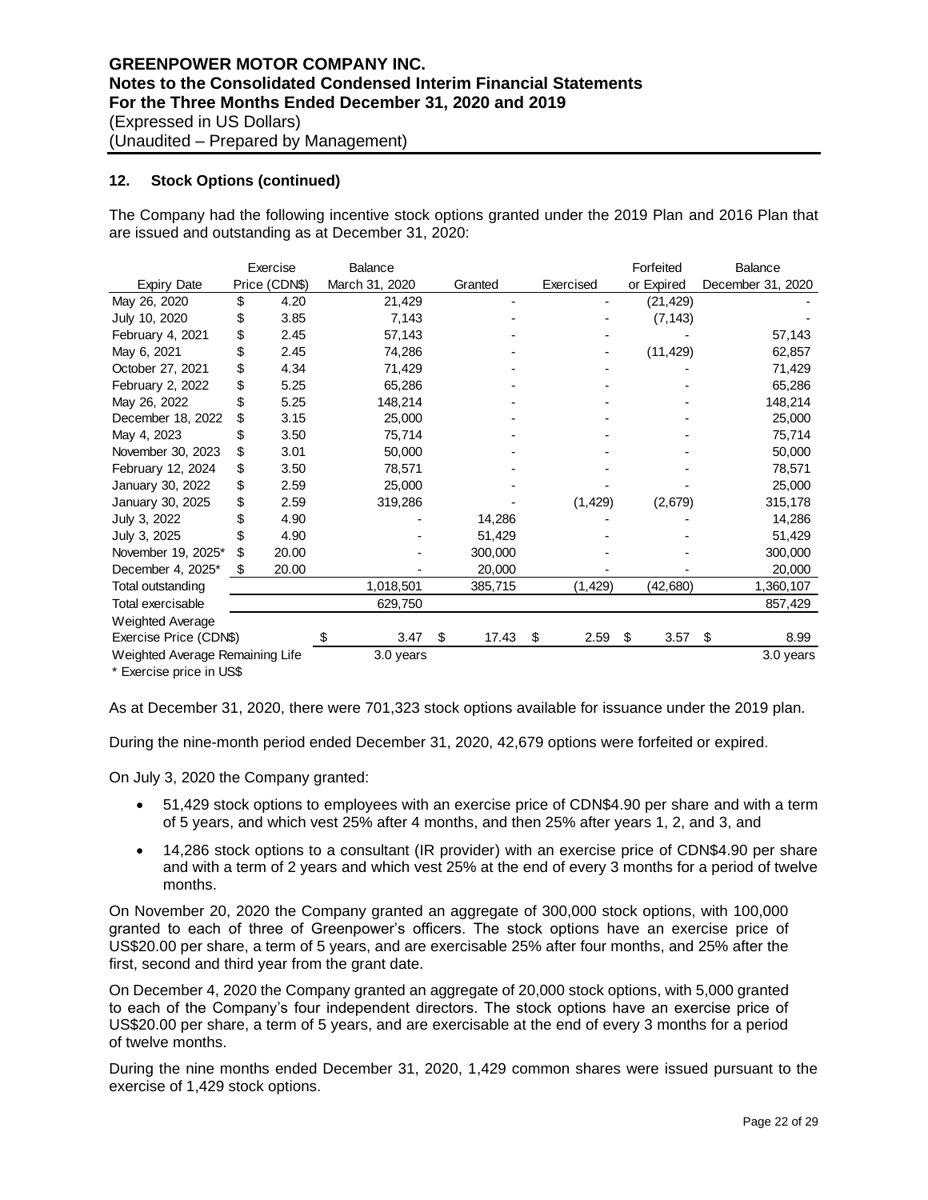### 12. Stock Options (continued)

The Company had the following incentive stock options granted under the 2019 Plan and 2016 Plan that are issued and outstanding as at December 31, 2020:

| Expiry Date | Exercise Price (CDN$) | Balance March 31, 2020 | Granted | Exercised | Forfeited or Expired | Balance December 31, 2020 |
|---|---|---|---|---|---|---|
| May 26, 2020 | $ 4.20 | 21,429 | - | - | (21,429) | - |
| July 10, 2020 | $ 3.85 | 7,143 | - | - | (7,143) | - |
| February 4, 2021 | $ 2.45 | 57,143 | - | - | - | 57,143 |
| May 6, 2021 | $ 2.45 | 74,286 | - | - | (11,429) | 62,857 |
| October 27, 2021 | $ 4.34 | 71,429 | - | - | - | 71,429 |
| February 2, 2022 | $ 5.25 | 65,286 | - | - | - | 65,286 |
| May 26, 2022 | $ 5.25 | 148,214 | - | - | - | 148,214 |
| December 18, 2022 | $ 3.15 | 25,000 | - | - | - | 25,000 |
| May 4, 2023 | $ 3.50 | 75,714 | - | - | - | 75,714 |
| November 30, 2023 | $ 3.01 | 50,000 | - | - | - | 50,000 |
| February 12, 2024 | $ 3.50 | 78,571 | - | - | - | 78,571 |
| January 30, 2022 | $ 2.59 | 25,000 | - | - | - | 25,000 |
| January 30, 2025 | $ 2.59 | 319,286 | - | (1,429) | (2,679) | 315,178 |
| July 3, 2022 | $ 4.90 | - | 14,286 | - | - | 14,286 |
| July 3, 2025 | $ 4.90 | - | 51,429 | - | - | 51,429 |
| November 19, 2025* | $ 20.00 | - | 300,000 | - | - | 300,000 |
| December 4, 2025* | $ 20.00 | - | 20,000 | - | - | 20,000 |
| Total outstanding | | 1,018,501 | 385,715 | (1,429) | (42,680) | 1,360,107 |
| Total exercisable | | 629,750 | | | | 857,429 |
| Weighted Average Exercise Price (CDN$) | | $ 3.47 | $ 17.43 | $ 2.59 | $ 3.57 | $ 8.99 |
| Weighted Average Remaining Life | | 3.0 years | | | | 3.0 years |

\* Exercise price in US$

As at December 31, 2020, there were 701,323 stock options available for issuance under the 2019 plan.

During the nine-month period ended December 31, 2020, 42,679 options were forfeited or expired.

On July 3, 2020 the Company granted:

- 51,429 stock options to employees with an exercise price of CDN$4.90 per share and with a term of 5 years, and which vest 25% after 4 months, and then 25% after years 1, 2, and 3, and
- 14,286 stock options to a consultant (IR provider) with an exercise price of CDN$4.90 per share and with a term of 2 years and which vest 25% at the end of every 3 months for a period of twelve months.

On November 20, 2020 the Company granted an aggregate of 300,000 stock options, with 100,000 granted to each of three of Greenpower's officers. The stock options have an exercise price of US$20.00 per share, a term of 5 years, and are exercisable 25% after four months, and 25% after the first, second and third year from the grant date.

On December 4, 2020 the Company granted an aggregate of 20,000 stock options, with 5,000 granted to each of the Company's four independent directors. The stock options have an exercise price of US$20.00 per share, a term of 5 years, and are exercisable at the end of every 3 months for a period of twelve months.

During the nine months ended December 31, 2020, 1,429 common shares were issued pursuant to the exercise of 1,429 stock options.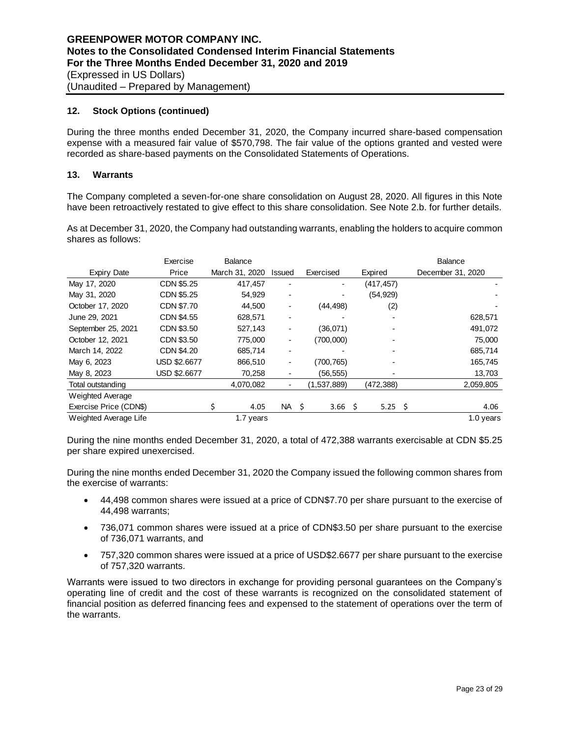### 12. Stock Options (continued)

During the three months ended December 31, 2020, the Company incurred share-based compensation expense with a measured fair value of $570,798. The fair value of the options granted and vested were recorded as share-based payments on the Consolidated Statements of Operations.

### 13. Warrants

The Company completed a seven-for-one share consolidation on August 28, 2020. All figures in this Note have been retroactively restated to give effect to this share consolidation. See Note 2.b. for further details.

As at December 31, 2020, the Company had outstanding warrants, enabling the holders to acquire common shares as follows:

| Expiry Date | Exercise Price | Balance March 31, 2020 | Issued | Exercised | Expired | Balance December 31, 2020 |
|---|---|---|---|---|---|---|
| May 17, 2020 | CDN $5.25 | 417,457 | - | - | (417,457) | - |
| May 31, 2020 | CDN $5.25 | 54,929 | - | - | (54,929) | - |
| October 17, 2020 | CDN $7.70 | 44,500 | - | (44,498) | (2) | - |
| June 29, 2021 | CDN $4.55 | 628,571 | - | - | - | 628,571 |
| September 25, 2021 | CDN $3.50 | 527,143 | - | (36,071) | - | 491,072 |
| October 12, 2021 | CDN $3.50 | 775,000 | - | (700,000) | - | 75,000 |
| March 14, 2022 | CDN $4.20 | 685,714 | - | - | - | 685,714 |
| May 6, 2023 | USD $2.6677 | 866,510 | - | (700,765) | - | 165,745 |
| May 8, 2023 | USD $2.6677 | 70,258 | - | (56,555) | - | 13,703 |
| Total outstanding | | 4,070,082 | - | (1,537,889) | (472,388) | 2,059,805 |
| Weighted Average Exercise Price (CDN$) | | $ 4.05 | NA | $ 3.66 | $ 5.25 | $ 4.06 |
| Weighted Average Life | | 1.7 years | | | | 1.0 years |

During the nine months ended December 31, 2020, a total of 472,388 warrants exercisable at CDN $5.25 per share expired unexercised.

During the nine months ended December 31, 2020 the Company issued the following common shares from the exercise of warrants:

- 44,498 common shares were issued at a price of CDN$7.70 per share pursuant to the exercise of 44,498 warrants;
- 736,071 common shares were issued at a price of CDN$3.50 per share pursuant to the exercise of 736,071 warrants, and
- 757,320 common shares were issued at a price of USD$2.6677 per share pursuant to the exercise of 757,320 warrants.

Warrants were issued to two directors in exchange for providing personal guarantees on the Company's operating line of credit and the cost of these warrants is recognized on the consolidated statement of financial position as deferred financing fees and expensed to the statement of operations over the term of the warrants.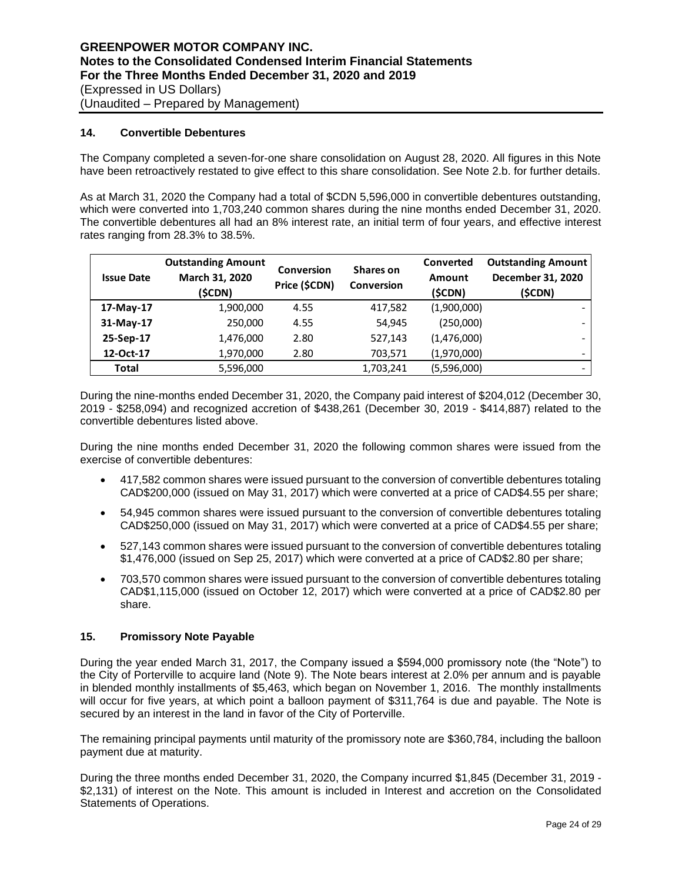## 14. Convertible Debentures

The Company completed a seven-for-one share consolidation on August 28, 2020. All figures in this Note have been retroactively restated to give effect to this share consolidation. See Note 2.b. for further details.

As at March 31, 2020 the Company had a total of $CDN 5,596,000 in convertible debentures outstanding, which were converted into 1,703,240 common shares during the nine months ended December 31, 2020. The convertible debentures all had an 8% interest rate, an initial term of four years, and effective interest rates ranging from 28.3% to 38.5%.

| Issue Date | Outstanding Amount March 31, 2020 ($CDN) | Conversion Price ($CDN) | Shares on Conversion | Converted Amount ($CDN) | Outstanding Amount December 31, 2020 ($CDN) |
|---|---|---|---|---|---|
| 17-May-17 | 1,900,000 | 4.55 | 417,582 | (1,900,000) | - |
| 31-May-17 | 250,000 | 4.55 | 54,945 | (250,000) | - |
| 25-Sep-17 | 1,476,000 | 2.80 | 527,143 | (1,476,000) | - |
| 12-Oct-17 | 1,970,000 | 2.80 | 703,571 | (1,970,000) | - |
| **Total** | 5,596,000 | | 1,703,241 | (5,596,000) | - |

During the nine-months ended December 31, 2020, the Company paid interest of $204,012 (December 30, 2019 - $258,094) and recognized accretion of $438,261 (December 30, 2019 - $414,887) related to the convertible debentures listed above.

During the nine months ended December 31, 2020 the following common shares were issued from the exercise of convertible debentures:

- 417,582 common shares were issued pursuant to the conversion of convertible debentures totaling CAD$200,000 (issued on May 31, 2017) which were converted at a price of CAD$4.55 per share;
- 54,945 common shares were issued pursuant to the conversion of convertible debentures totaling CAD$250,000 (issued on May 31, 2017) which were converted at a price of CAD$4.55 per share;
- 527,143 common shares were issued pursuant to the conversion of convertible debentures totaling $1,476,000 (issued on Sep 25, 2017) which were converted at a price of CAD$2.80 per share;
- 703,570 common shares were issued pursuant to the conversion of convertible debentures totaling CAD$1,115,000 (issued on October 12, 2017) which were converted at a price of CAD$2.80 per share.

## 15. Promissory Note Payable

During the year ended March 31, 2017, the Company issued a $594,000 promissory note (the "Note") to the City of Porterville to acquire land (Note 9). The Note bears interest at 2.0% per annum and is payable in blended monthly installments of $5,463, which began on November 1, 2016. The monthly installments will occur for five years, at which point a balloon payment of $311,764 is due and payable. The Note is secured by an interest in the land in favor of the City of Porterville.

The remaining principal payments until maturity of the promissory note are $360,784, including the balloon payment due at maturity.

During the three months ended December 31, 2020, the Company incurred $1,845 (December 31, 2019 - $2,131) of interest on the Note. This amount is included in Interest and accretion on the Consolidated Statements of Operations.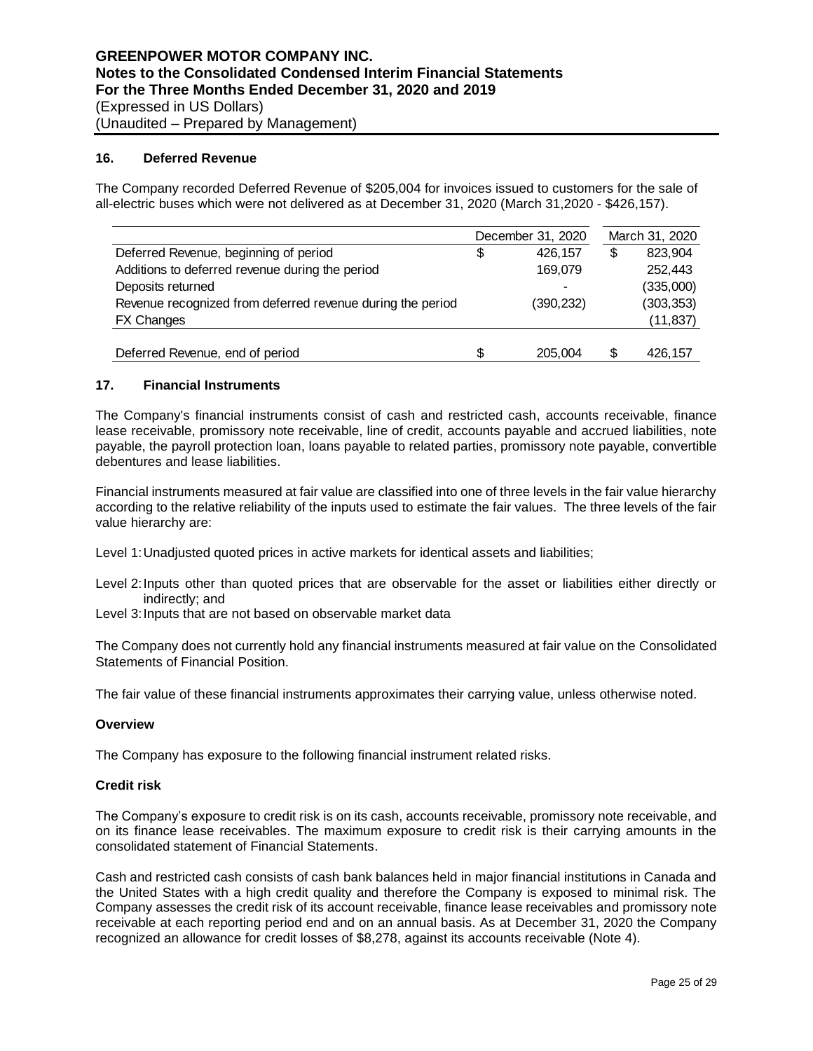## 16. Deferred Revenue

The Company recorded Deferred Revenue of $205,004 for invoices issued to customers for the sale of all-electric buses which were not delivered as at December 31, 2020 (March 31,2020 - $426,157).

| | December 31, 2020 | March 31, 2020 |
|---|---|---|
| Deferred Revenue, beginning of period | $ 426,157 | $ 823,904 |
| Additions to deferred revenue during the period | 169,079 | 252,443 |
| Deposits returned | - | (335,000) |
| Revenue recognized from deferred revenue during the period | (390,232) | (303,353) |
| FX Changes | | (11,837) |
| Deferred Revenue, end of period | $ 205,004 | $ 426,157 |

## 17. Financial Instruments

The Company's financial instruments consist of cash and restricted cash, accounts receivable, finance lease receivable, promissory note receivable, line of credit, accounts payable and accrued liabilities, note payable, the payroll protection loan, loans payable to related parties, promissory note payable, convertible debentures and lease liabilities.

Financial instruments measured at fair value are classified into one of three levels in the fair value hierarchy according to the relative reliability of the inputs used to estimate the fair values. The three levels of the fair value hierarchy are:

Level 1: Unadjusted quoted prices in active markets for identical assets and liabilities;

Level 2: Inputs other than quoted prices that are observable for the asset or liabilities either directly or indirectly; and

Level 3: Inputs that are not based on observable market data

The Company does not currently hold any financial instruments measured at fair value on the Consolidated Statements of Financial Position.

The fair value of these financial instruments approximates their carrying value, unless otherwise noted.

### Overview

The Company has exposure to the following financial instrument related risks.

### Credit risk

The Company's exposure to credit risk is on its cash, accounts receivable, promissory note receivable, and on its finance lease receivables. The maximum exposure to credit risk is their carrying amounts in the consolidated statement of Financial Statements.

Cash and restricted cash consists of cash bank balances held in major financial institutions in Canada and the United States with a high credit quality and therefore the Company is exposed to minimal risk. The Company assesses the credit risk of its account receivable, finance lease receivables and promissory note receivable at each reporting period end and on an annual basis. As at December 31, 2020 the Company recognized an allowance for credit losses of $8,278, against its accounts receivable (Note 4).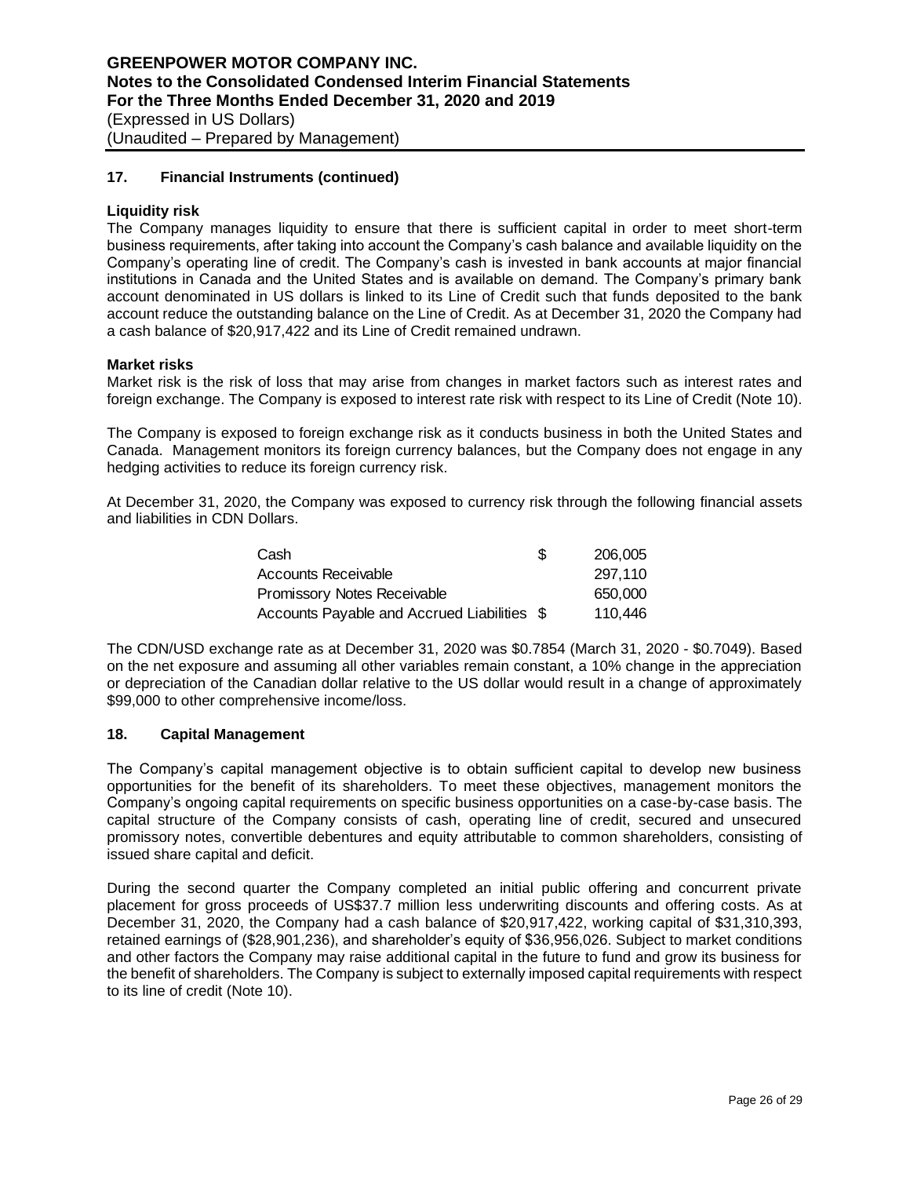## 17. Financial Instruments (continued)

### Liquidity risk

The Company manages liquidity to ensure that there is sufficient capital in order to meet short-term business requirements, after taking into account the Company's cash balance and available liquidity on the Company's operating line of credit. The Company's cash is invested in bank accounts at major financial institutions in Canada and the United States and is available on demand. The Company's primary bank account denominated in US dollars is linked to its Line of Credit such that funds deposited to the bank account reduce the outstanding balance on the Line of Credit. As at December 31, 2020 the Company had a cash balance of $20,917,422 and its Line of Credit remained undrawn.

### Market risks

Market risk is the risk of loss that may arise from changes in market factors such as interest rates and foreign exchange. The Company is exposed to interest rate risk with respect to its Line of Credit (Note 10).

The Company is exposed to foreign exchange risk as it conducts business in both the United States and Canada. Management monitors its foreign currency balances, but the Company does not engage in any hedging activities to reduce its foreign currency risk.

At December 31, 2020, the Company was exposed to currency risk through the following financial assets and liabilities in CDN Dollars.

| | | |
|---|---|---|
| Cash | $ | 206,005 |
| Accounts Receivable | | 297,110 |
| Promissory Notes Receivable | | 650,000 |
| Accounts Payable and Accrued Liabilities | $ | 110,446 |

The CDN/USD exchange rate as at December 31, 2020 was $0.7854 (March 31, 2020 - $0.7049). Based on the net exposure and assuming all other variables remain constant, a 10% change in the appreciation or depreciation of the Canadian dollar relative to the US dollar would result in a change of approximately $99,000 to other comprehensive income/loss.

## 18. Capital Management

The Company's capital management objective is to obtain sufficient capital to develop new business opportunities for the benefit of its shareholders. To meet these objectives, management monitors the Company's ongoing capital requirements on specific business opportunities on a case-by-case basis. The capital structure of the Company consists of cash, operating line of credit, secured and unsecured promissory notes, convertible debentures and equity attributable to common shareholders, consisting of issued share capital and deficit.

During the second quarter the Company completed an initial public offering and concurrent private placement for gross proceeds of US$37.7 million less underwriting discounts and offering costs. As at December 31, 2020, the Company had a cash balance of $20,917,422, working capital of $31,310,393, retained earnings of ($28,901,236), and shareholder's equity of $36,956,026. Subject to market conditions and other factors the Company may raise additional capital in the future to fund and grow its business for the benefit of shareholders. The Company is subject to externally imposed capital requirements with respect to its line of credit (Note 10).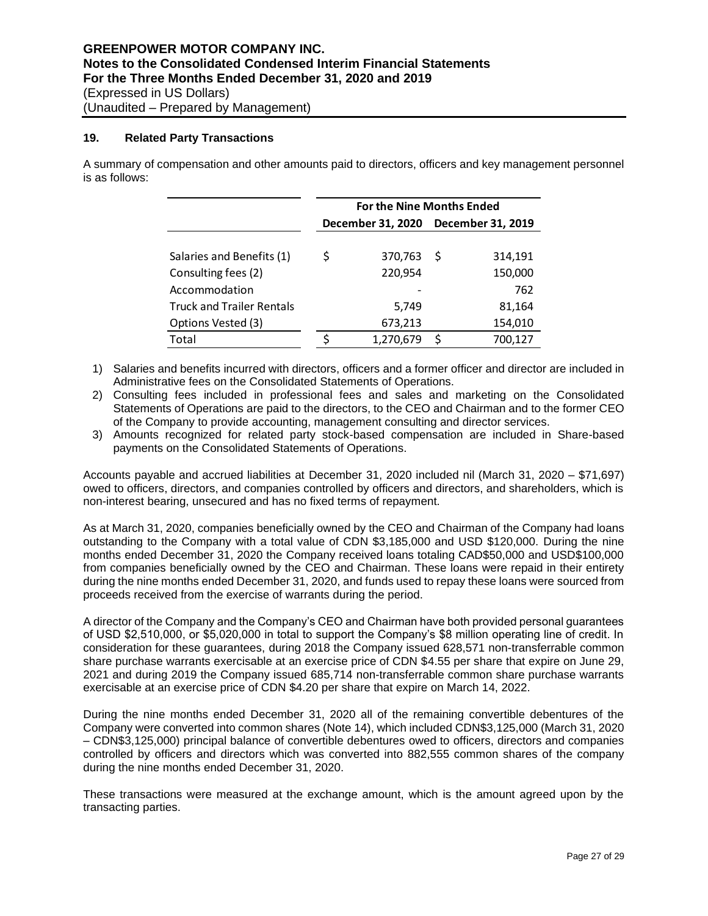## 19. Related Party Transactions

A summary of compensation and other amounts paid to directors, officers and key management personnel is as follows:

| | For the Nine Months Ended | |
|---|---|---|
| | December 31, 2020 | December 31, 2019 |
| Salaries and Benefits (1) | $ 370,763 | $ 314,191 |
| Consulting fees (2) | 220,954 | 150,000 |
| Accommodation | - | 762 |
| Truck and Trailer Rentals | 5,749 | 81,164 |
| Options Vested (3) | 673,213 | 154,010 |
| Total | $ 1,270,679 | $ 700,127 |

1) Salaries and benefits incurred with directors, officers and a former officer and director are included in Administrative fees on the Consolidated Statements of Operations.
2) Consulting fees included in professional fees and sales and marketing on the Consolidated Statements of Operations are paid to the directors, to the CEO and Chairman and to the former CEO of the Company to provide accounting, management consulting and director services.
3) Amounts recognized for related party stock-based compensation are included in Share-based payments on the Consolidated Statements of Operations.

Accounts payable and accrued liabilities at December 31, 2020 included nil (March 31, 2020 – $71,697) owed to officers, directors, and companies controlled by officers and directors, and shareholders, which is non-interest bearing, unsecured and has no fixed terms of repayment.

As at March 31, 2020, companies beneficially owned by the CEO and Chairman of the Company had loans outstanding to the Company with a total value of CDN $3,185,000 and USD $120,000. During the nine months ended December 31, 2020 the Company received loans totaling CAD$50,000 and USD$100,000 from companies beneficially owned by the CEO and Chairman. These loans were repaid in their entirety during the nine months ended December 31, 2020, and funds used to repay these loans were sourced from proceeds received from the exercise of warrants during the period.

A director of the Company and the Company's CEO and Chairman have both provided personal guarantees of USD $2,510,000, or $5,020,000 in total to support the Company's $8 million operating line of credit. In consideration for these guarantees, during 2018 the Company issued 628,571 non-transferrable common share purchase warrants exercisable at an exercise price of CDN $4.55 per share that expire on June 29, 2021 and during 2019 the Company issued 685,714 non-transferrable common share purchase warrants exercisable at an exercise price of CDN $4.20 per share that expire on March 14, 2022.

During the nine months ended December 31, 2020 all of the remaining convertible debentures of the Company were converted into common shares (Note 14), which included CDN$3,125,000 (March 31, 2020 – CDN$3,125,000) principal balance of convertible debentures owed to officers, directors and companies controlled by officers and directors which was converted into 882,555 common shares of the company during the nine months ended December 31, 2020.

These transactions were measured at the exchange amount, which is the amount agreed upon by the transacting parties.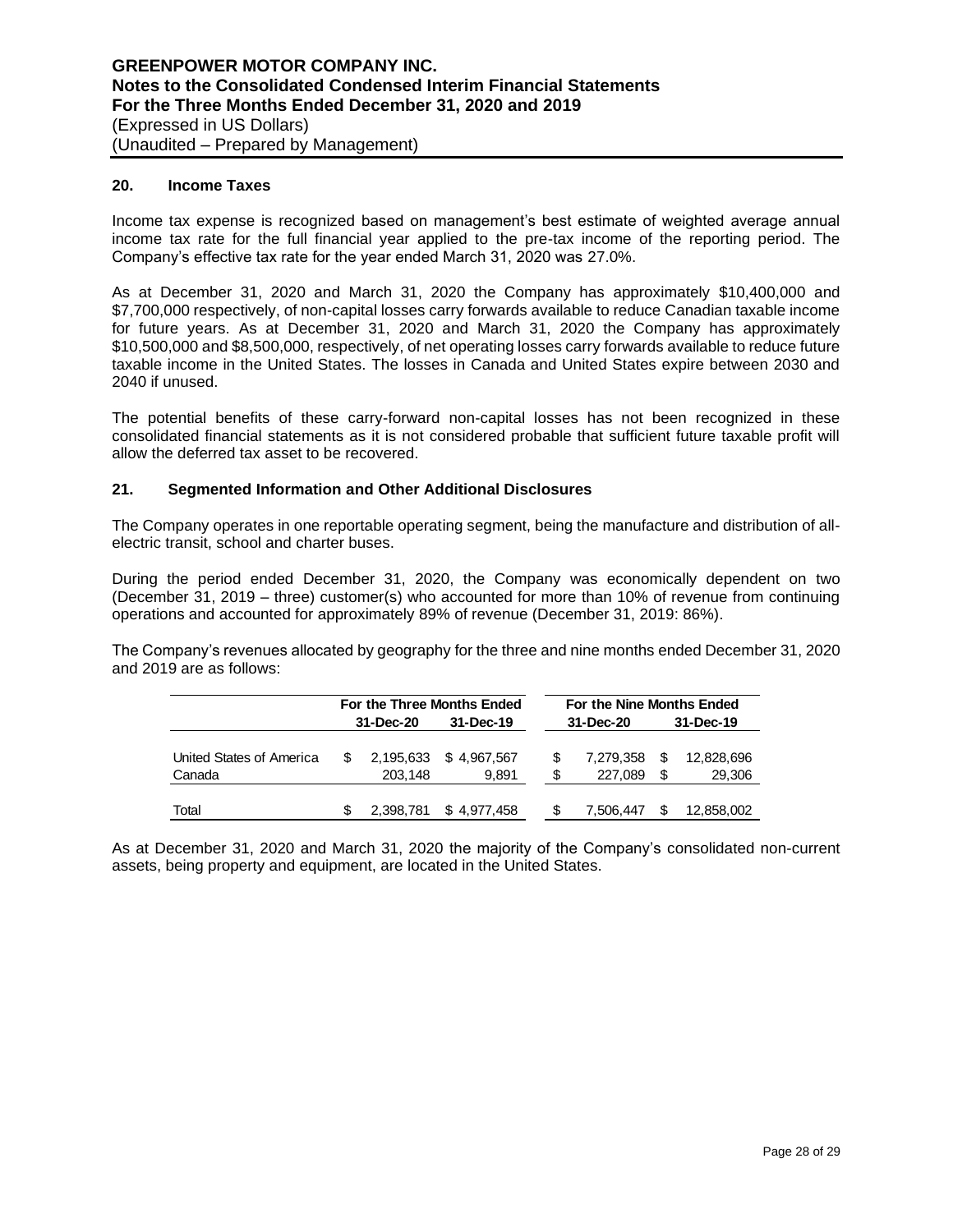## 20. Income Taxes

Income tax expense is recognized based on management's best estimate of weighted average annual income tax rate for the full financial year applied to the pre-tax income of the reporting period. The Company's effective tax rate for the year ended March 31, 2020 was 27.0%.

As at December 31, 2020 and March 31, 2020 the Company has approximately \$10,400,000 and \$7,700,000 respectively, of non-capital losses carry forwards available to reduce Canadian taxable income for future years. As at December 31, 2020 and March 31, 2020 the Company has approximately \$10,500,000 and \$8,500,000, respectively, of net operating losses carry forwards available to reduce future taxable income in the United States. The losses in Canada and United States expire between 2030 and 2040 if unused.

The potential benefits of these carry-forward non-capital losses has not been recognized in these consolidated financial statements as it is not considered probable that sufficient future taxable profit will allow the deferred tax asset to be recovered.

## 21. Segmented Information and Other Additional Disclosures

The Company operates in one reportable operating segment, being the manufacture and distribution of all-electric transit, school and charter buses.

During the period ended December 31, 2020, the Company was economically dependent on two (December 31, 2019 – three) customer(s) who accounted for more than 10% of revenue from continuing operations and accounted for approximately 89% of revenue (December 31, 2019: 86%).

The Company's revenues allocated by geography for the three and nine months ended December 31, 2020 and 2019 are as follows:

| | For the Three Months Ended | | For the Nine Months Ended | |
|---|---|---|---|---|
| | 31-Dec-20 | 31-Dec-19 | 31-Dec-20 | 31-Dec-19 |
| United States of America | $ 2,195,633 | $ 4,967,567 | $ 7,279,358 | $ 12,828,696 |
| Canada | 203,148 | 9,891 | $ 227,089 | $ 29,306 |
| Total | $ 2,398,781 | $ 4,977,458 | $ 7,506,447 | $ 12,858,002 |

As at December 31, 2020 and March 31, 2020 the majority of the Company's consolidated non-current assets, being property and equipment, are located in the United States.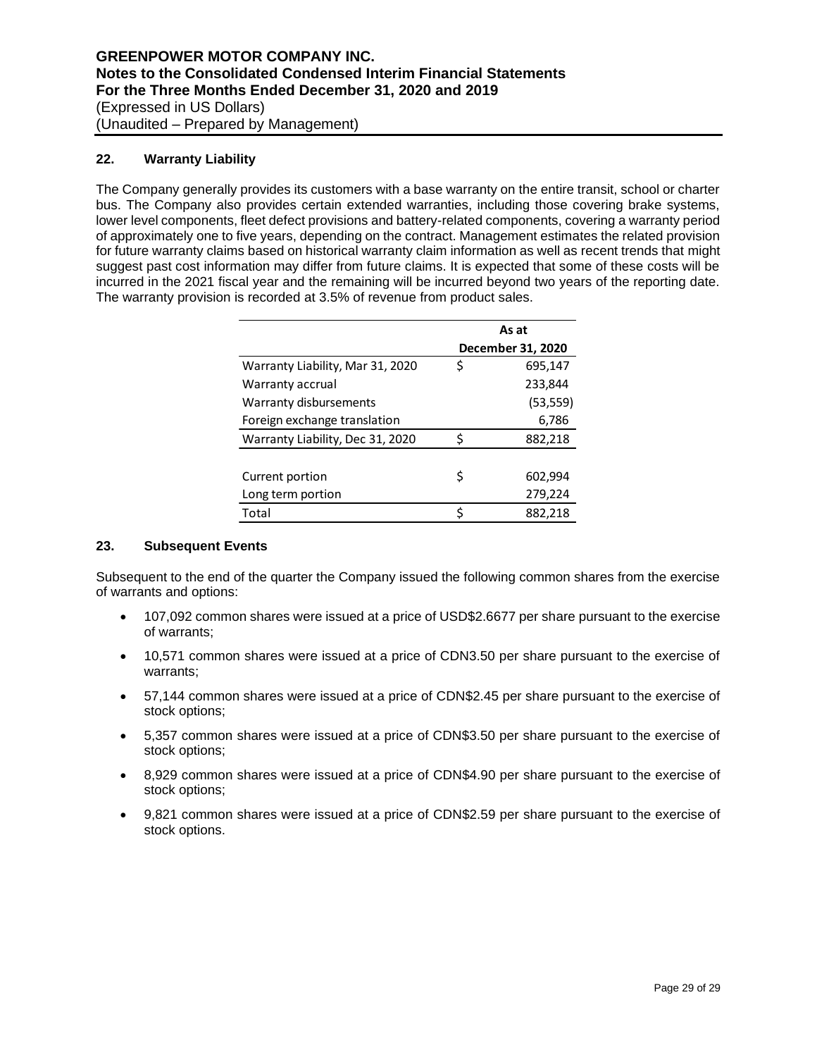## 22. Warranty Liability

The Company generally provides its customers with a base warranty on the entire transit, school or charter bus. The Company also provides certain extended warranties, including those covering brake systems, lower level components, fleet defect provisions and battery-related components, covering a warranty period of approximately one to five years, depending on the contract. Management estimates the related provision for future warranty claims based on historical warranty claim information as well as recent trends that might suggest past cost information may differ from future claims. It is expected that some of these costs will be incurred in the 2021 fiscal year and the remaining will be incurred beyond two years of the reporting date. The warranty provision is recorded at 3.5% of revenue from product sales.

| | | As at December 31, 2020 |
|---|---|---|
| Warranty Liability, Mar 31, 2020 | $ | 695,147 |
| Warranty accrual | | 233,844 |
| Warranty disbursements | | (53,559) |
| Foreign exchange translation | | 6,786 |
| Warranty Liability, Dec 31, 2020 | $ | 882,218 |
| | | |
| Current portion | $ | 602,994 |
| Long term portion | | 279,224 |
| Total | $ | 882,218 |

## 23. Subsequent Events

Subsequent to the end of the quarter the Company issued the following common shares from the exercise of warrants and options:

- 107,092 common shares were issued at a price of USD$2.6677 per share pursuant to the exercise of warrants;
- 10,571 common shares were issued at a price of CDN3.50 per share pursuant to the exercise of warrants;
- 57,144 common shares were issued at a price of CDN$2.45 per share pursuant to the exercise of stock options;
- 5,357 common shares were issued at a price of CDN$3.50 per share pursuant to the exercise of stock options;
- 8,929 common shares were issued at a price of CDN$4.90 per share pursuant to the exercise of stock options;
- 9,821 common shares were issued at a price of CDN$2.59 per share pursuant to the exercise of stock options.